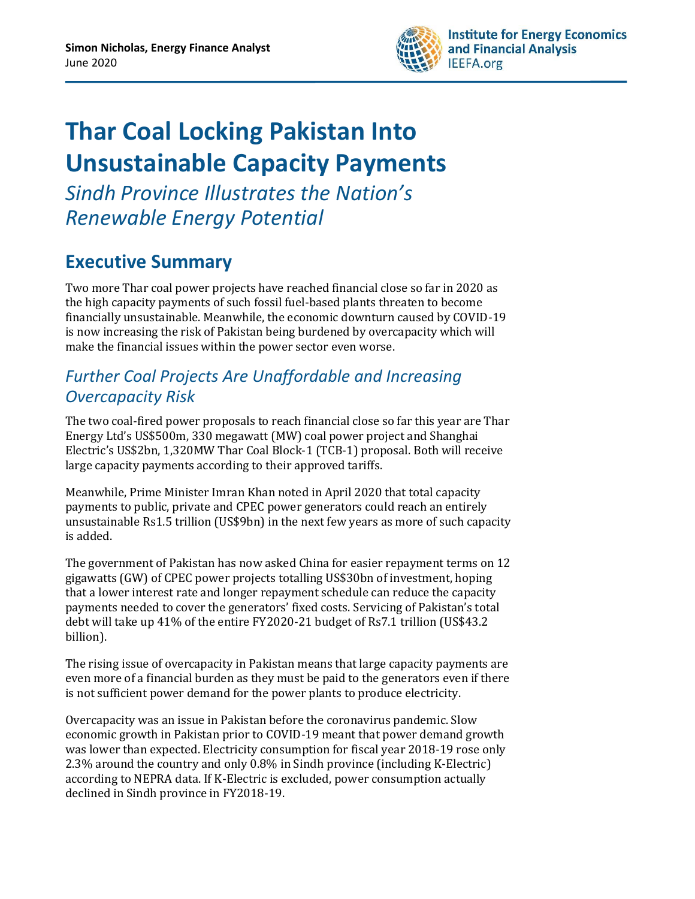**Simon Nicholas, Energy Finance Analyst**
June 2020

Institute for Energy Economics and Financial Analysis
IEEFA.org

# Thar Coal Locking Pakistan Into Unsustainable Capacity Payments

*Sindh Province Illustrates the Nation's Renewable Energy Potential*

## Executive Summary

Two more Thar coal power projects have reached financial close so far in 2020 as the high capacity payments of such fossil fuel-based plants threaten to become financially unsustainable. Meanwhile, the economic downturn caused by COVID-19 is now increasing the risk of Pakistan being burdened by overcapacity which will make the financial issues within the power sector even worse.

### *Further Coal Projects Are Unaffordable and Increasing Overcapacity Risk*

The two coal-fired power proposals to reach financial close so far this year are Thar Energy Ltd's US$500m, 330 megawatt (MW) coal power project and Shanghai Electric's US$2bn, 1,320MW Thar Coal Block-1 (TCB-1) proposal. Both will receive large capacity payments according to their approved tariffs.

Meanwhile, Prime Minister Imran Khan noted in April 2020 that total capacity payments to public, private and CPEC power generators could reach an entirely unsustainable Rs1.5 trillion (US$9bn) in the next few years as more of such capacity is added.

The government of Pakistan has now asked China for easier repayment terms on 12 gigawatts (GW) of CPEC power projects totalling US$30bn of investment, hoping that a lower interest rate and longer repayment schedule can reduce the capacity payments needed to cover the generators' fixed costs. Servicing of Pakistan's total debt will take up 41% of the entire FY2020-21 budget of Rs7.1 trillion (US$43.2 billion).

The rising issue of overcapacity in Pakistan means that large capacity payments are even more of a financial burden as they must be paid to the generators even if there is not sufficient power demand for the power plants to produce electricity.

Overcapacity was an issue in Pakistan before the coronavirus pandemic. Slow economic growth in Pakistan prior to COVID-19 meant that power demand growth was lower than expected. Electricity consumption for fiscal year 2018-19 rose only 2.3% around the country and only 0.8% in Sindh province (including K-Electric) according to NEPRA data. If K-Electric is excluded, power consumption actually declined in Sindh province in FY2018-19.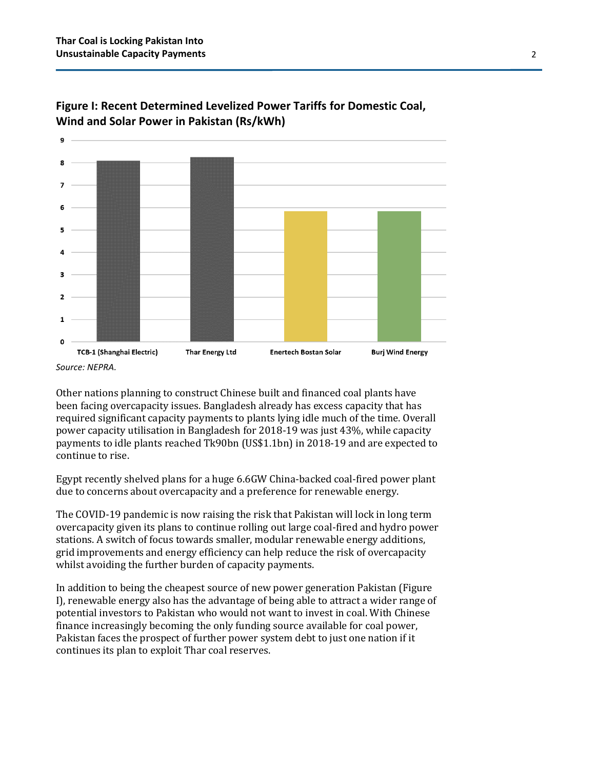**Figure I: Recent Determined Levelized Power Tariffs for Domestic Coal, Wind and Solar Power in Pakistan (Rs/kWh)**

*Source: NEPRA.*

Other nations planning to construct Chinese built and financed coal plants have been facing overcapacity issues. Bangladesh already has excess capacity that has required significant capacity payments to plants lying idle much of the time. Overall power capacity utilisation in Bangladesh for 2018-19 was just 43%, while capacity payments to idle plants reached Tk90bn (US$1.1bn) in 2018-19 and are expected to continue to rise.

Egypt recently shelved plans for a huge 6.6GW China-backed coal-fired power plant due to concerns about overcapacity and a preference for renewable energy.

The COVID-19 pandemic is now raising the risk that Pakistan will lock in long term overcapacity given its plans to continue rolling out large coal-fired and hydro power stations. A switch of focus towards smaller, modular renewable energy additions, grid improvements and energy efficiency can help reduce the risk of overcapacity whilst avoiding the further burden of capacity payments.

In addition to being the cheapest source of new power generation Pakistan (Figure I), renewable energy also has the advantage of being able to attract a wider range of potential investors to Pakistan who would not want to invest in coal. With Chinese finance increasingly becoming the only funding source available for coal power, Pakistan faces the prospect of further power system debt to just one nation if it continues its plan to exploit Thar coal reserves.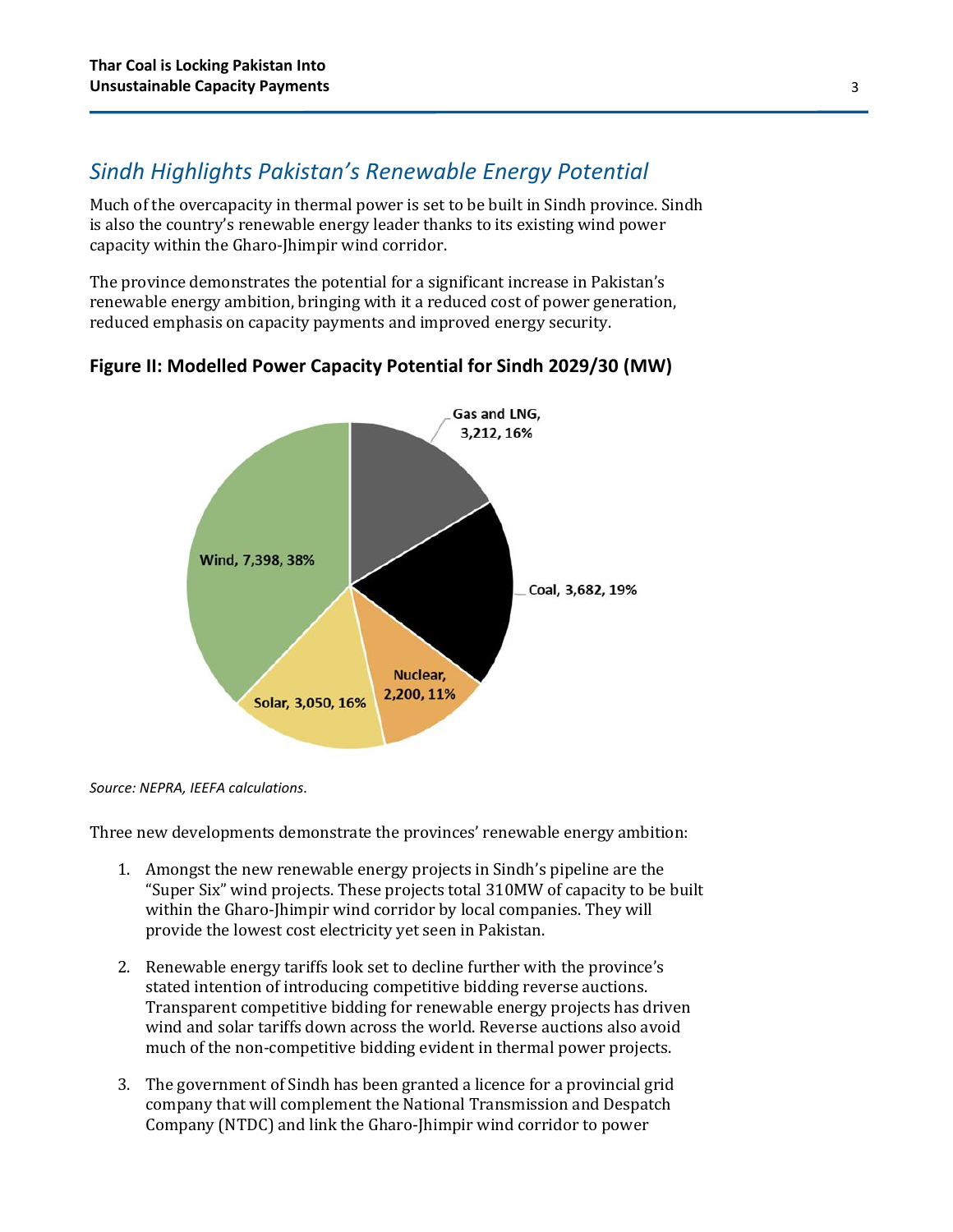## *Sindh Highlights Pakistan's Renewable Energy Potential*

Much of the overcapacity in thermal power is set to be built in Sindh province. Sindh is also the country's renewable energy leader thanks to its existing wind power capacity within the Gharo-Jhimpir wind corridor.

The province demonstrates the potential for a significant increase in Pakistan's renewable energy ambition, bringing with it a reduced cost of power generation, reduced emphasis on capacity payments and improved energy security.

**Figure II: Modelled Power Capacity Potential for Sindh 2029/30 (MW)**

Gas and LNG, 3,212, 16%

Coal, 3,682, 19%

Nuclear, 2,200, 11%

Solar, 3,050, 16%

Wind, 7,398, 38%

*Source: NEPRA, IEEFA calculations.*

Three new developments demonstrate the provinces' renewable energy ambition:

1. Amongst the new renewable energy projects in Sindh's pipeline are the "Super Six" wind projects. These projects total 310MW of capacity to be built within the Gharo-Jhimpir wind corridor by local companies. They will provide the lowest cost electricity yet seen in Pakistan.

2. Renewable energy tariffs look set to decline further with the province's stated intention of introducing competitive bidding reverse auctions. Transparent competitive bidding for renewable energy projects has driven wind and solar tariffs down across the world. Reverse auctions also avoid much of the non-competitive bidding evident in thermal power projects.

3. The government of Sindh has been granted a licence for a provincial grid company that will complement the National Transmission and Despatch Company (NTDC) and link the Gharo-Jhimpir wind corridor to power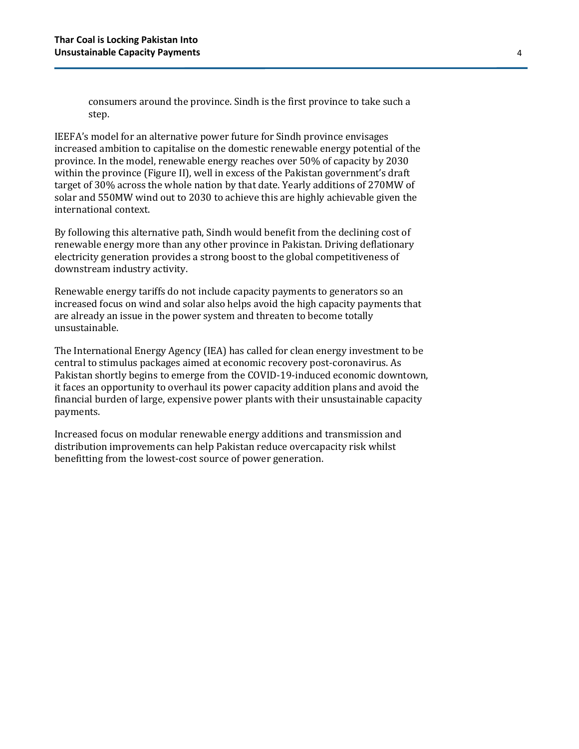consumers around the province. Sindh is the first province to take such a step.

IEEFA's model for an alternative power future for Sindh province envisages increased ambition to capitalise on the domestic renewable energy potential of the province. In the model, renewable energy reaches over 50% of capacity by 2030 within the province (Figure II), well in excess of the Pakistan government's draft target of 30% across the whole nation by that date. Yearly additions of 270MW of solar and 550MW wind out to 2030 to achieve this are highly achievable given the international context.

By following this alternative path, Sindh would benefit from the declining cost of renewable energy more than any other province in Pakistan. Driving deflationary electricity generation provides a strong boost to the global competitiveness of downstream industry activity.

Renewable energy tariffs do not include capacity payments to generators so an increased focus on wind and solar also helps avoid the high capacity payments that are already an issue in the power system and threaten to become totally unsustainable.

The International Energy Agency (IEA) has called for clean energy investment to be central to stimulus packages aimed at economic recovery post-coronavirus. As Pakistan shortly begins to emerge from the COVID-19-induced economic downtown, it faces an opportunity to overhaul its power capacity addition plans and avoid the financial burden of large, expensive power plants with their unsustainable capacity payments.

Increased focus on modular renewable energy additions and transmission and distribution improvements can help Pakistan reduce overcapacity risk whilst benefitting from the lowest-cost source of power generation.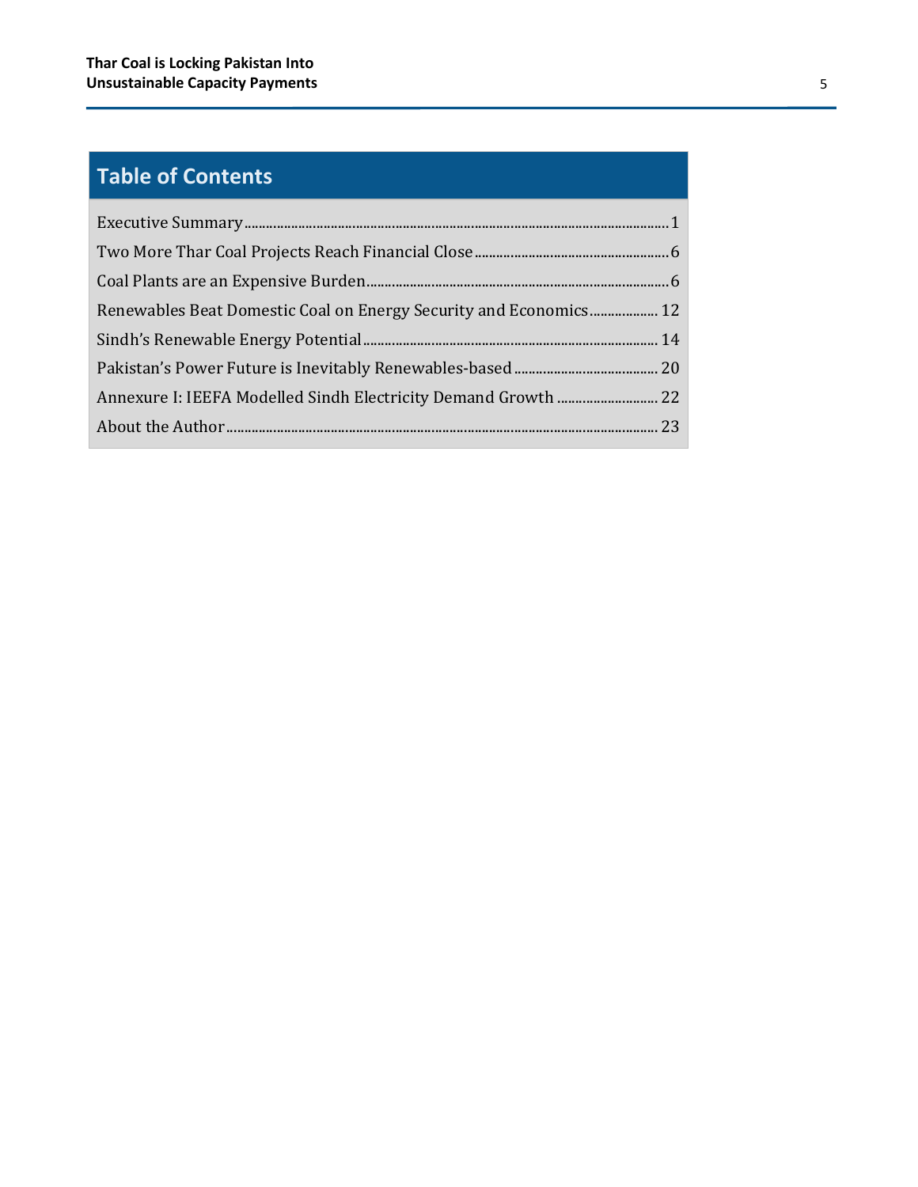## Table of Contents

| | |
|---|---|
| Executive Summary | 1 |
| Two More Thar Coal Projects Reach Financial Close | 6 |
| Coal Plants are an Expensive Burden | 6 |
| Renewables Beat Domestic Coal on Energy Security and Economics | 12 |
| Sindh's Renewable Energy Potential | 14 |
| Pakistan's Power Future is Inevitably Renewables-based | 20 |
| Annexure I: IEEFA Modelled Sindh Electricity Demand Growth | 22 |
| About the Author | 23 |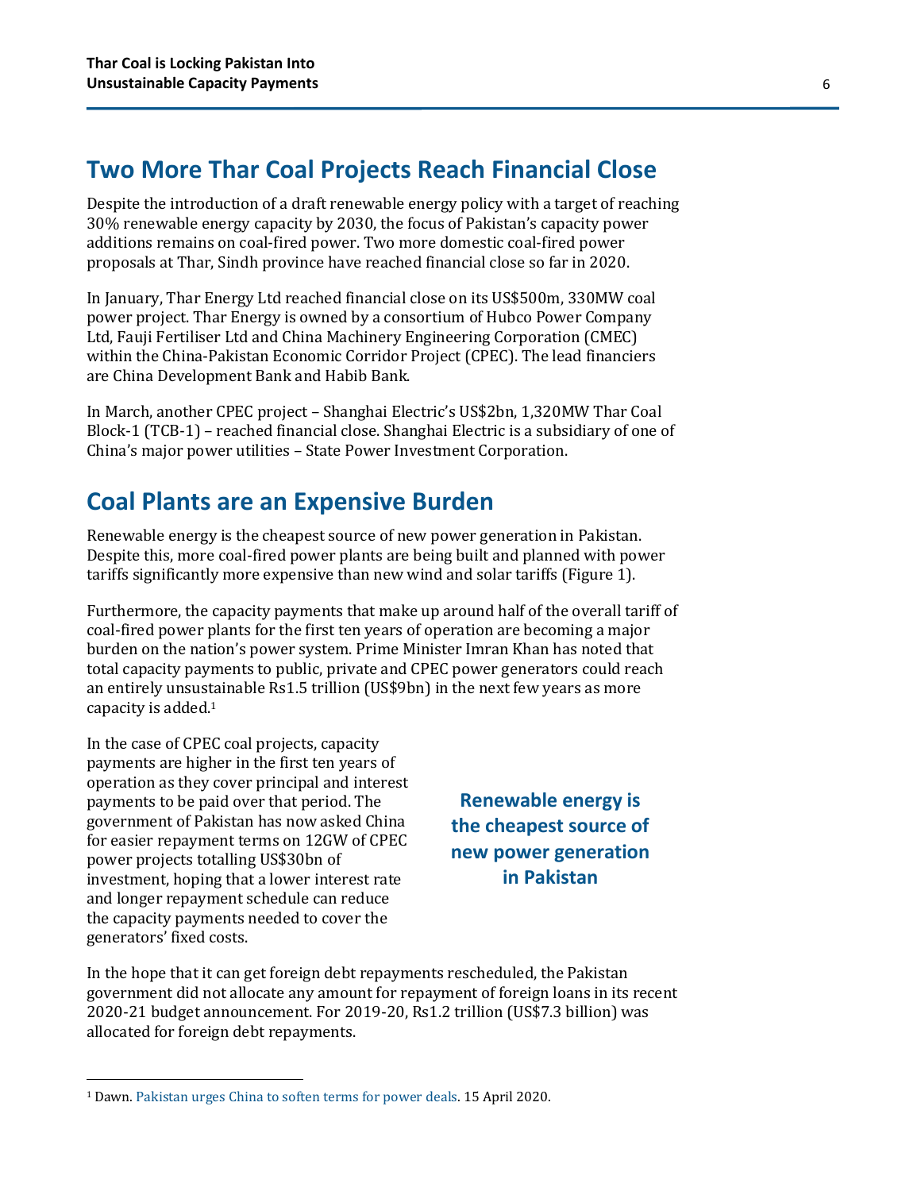## Two More Thar Coal Projects Reach Financial Close

Despite the introduction of a draft renewable energy policy with a target of reaching 30% renewable energy capacity by 2030, the focus of Pakistan's capacity power additions remains on coal-fired power. Two more domestic coal-fired power proposals at Thar, Sindh province have reached financial close so far in 2020.

In January, Thar Energy Ltd reached financial close on its US$500m, 330MW coal power project. Thar Energy is owned by a consortium of Hubco Power Company Ltd, Fauji Fertiliser Ltd and China Machinery Engineering Corporation (CMEC) within the China-Pakistan Economic Corridor Project (CPEC). The lead financiers are China Development Bank and Habib Bank.

In March, another CPEC project – Shanghai Electric's US$2bn, 1,320MW Thar Coal Block-1 (TCB-1) – reached financial close. Shanghai Electric is a subsidiary of one of China's major power utilities – State Power Investment Corporation.

## Coal Plants are an Expensive Burden

Renewable energy is the cheapest source of new power generation in Pakistan. Despite this, more coal-fired power plants are being built and planned with power tariffs significantly more expensive than new wind and solar tariffs (Figure 1).

Furthermore, the capacity payments that make up around half of the overall tariff of coal-fired power plants for the first ten years of operation are becoming a major burden on the nation's power system. Prime Minister Imran Khan has noted that total capacity payments to public, private and CPEC power generators could reach an entirely unsustainable Rs1.5 trillion (US$9bn) in the next few years as more capacity is added.[1]

In the case of CPEC coal projects, capacity payments are higher in the first ten years of operation as they cover principal and interest payments to be paid over that period. The government of Pakistan has now asked China for easier repayment terms on 12GW of CPEC power projects totalling US$30bn of investment, hoping that a lower interest rate and longer repayment schedule can reduce the capacity payments needed to cover the generators' fixed costs.

**Renewable energy is the cheapest source of new power generation in Pakistan**

In the hope that it can get foreign debt repayments rescheduled, the Pakistan government did not allocate any amount for repayment of foreign loans in its recent 2020-21 budget announcement. For 2019-20, Rs1.2 trillion (US$7.3 billion) was allocated for foreign debt repayments.

[1] Dawn. Pakistan urges China to soften terms for power deals. 15 April 2020.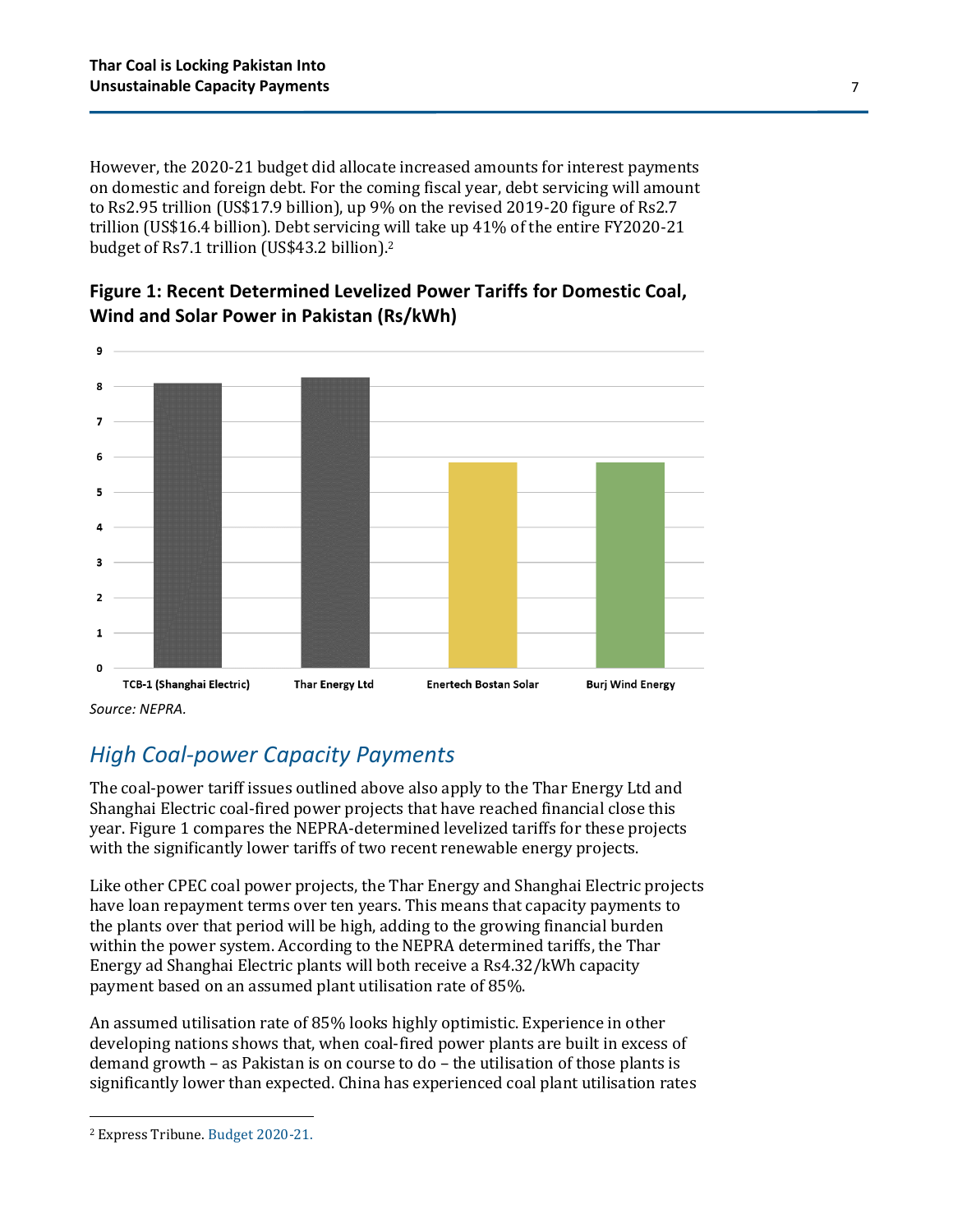However, the 2020-21 budget did allocate increased amounts for interest payments on domestic and foreign debt. For the coming fiscal year, debt servicing will amount to Rs2.95 trillion (US$17.9 billion), up 9% on the revised 2019-20 figure of Rs2.7 trillion (US$16.4 billion). Debt servicing will take up 41% of the entire FY2020-21 budget of Rs7.1 trillion (US$43.2 billion).[2]

**Figure 1: Recent Determined Levelized Power Tariffs for Domestic Coal, Wind and Solar Power in Pakistan (Rs/kWh)**

*Source: NEPRA.*

## *High Coal-power Capacity Payments*

The coal-power tariff issues outlined above also apply to the Thar Energy Ltd and Shanghai Electric coal-fired power projects that have reached financial close this year. Figure 1 compares the NEPRA-determined levelized tariffs for these projects with the significantly lower tariffs of two recent renewable energy projects.

Like other CPEC coal power projects, the Thar Energy and Shanghai Electric projects have loan repayment terms over ten years. This means that capacity payments to the plants over that period will be high, adding to the growing financial burden within the power system. According to the NEPRA determined tariffs, the Thar Energy ad Shanghai Electric plants will both receive a Rs4.32/kWh capacity payment based on an assumed plant utilisation rate of 85%.

An assumed utilisation rate of 85% looks highly optimistic. Experience in other developing nations shows that, when coal-fired power plants are built in excess of demand growth – as Pakistan is on course to do – the utilisation of those plants is significantly lower than expected. China has experienced coal plant utilisation rates

[2] Express Tribune. Budget 2020-21.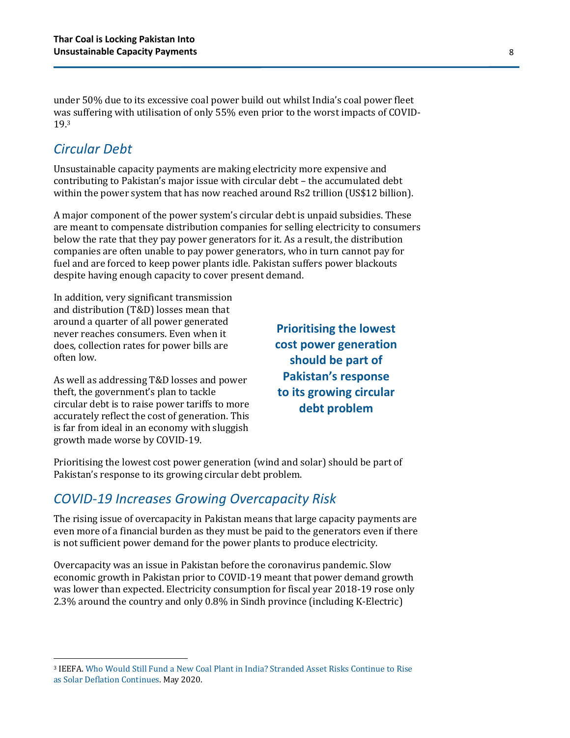under 50% due to its excessive coal power build out whilst India's coal power fleet was suffering with utilisation of only 55% even prior to the worst impacts of COVID-19.[3]

## *Circular Debt*

Unsustainable capacity payments are making electricity more expensive and contributing to Pakistan's major issue with circular debt – the accumulated debt within the power system that has now reached around Rs2 trillion (US$12 billion).

A major component of the power system's circular debt is unpaid subsidies. These are meant to compensate distribution companies for selling electricity to consumers below the rate that they pay power generators for it. As a result, the distribution companies are often unable to pay power generators, who in turn cannot pay for fuel and are forced to keep power plants idle. Pakistan suffers power blackouts despite having enough capacity to cover present demand.

In addition, very significant transmission and distribution (T&D) losses mean that around a quarter of all power generated never reaches consumers. Even when it does, collection rates for power bills are often low.

**Prioritising the lowest cost power generation should be part of Pakistan's response to its growing circular debt problem**

As well as addressing T&D losses and power theft, the government's plan to tackle circular debt is to raise power tariffs to more accurately reflect the cost of generation. This is far from ideal in an economy with sluggish growth made worse by COVID-19.

Prioritising the lowest cost power generation (wind and solar) should be part of Pakistan's response to its growing circular debt problem.

## *COVID-19 Increases Growing Overcapacity Risk*

The rising issue of overcapacity in Pakistan means that large capacity payments are even more of a financial burden as they must be paid to the generators even if there is not sufficient power demand for the power plants to produce electricity.

Overcapacity was an issue in Pakistan before the coronavirus pandemic. Slow economic growth in Pakistan prior to COVID-19 meant that power demand growth was lower than expected. Electricity consumption for fiscal year 2018-19 rose only 2.3% around the country and only 0.8% in Sindh province (including K-Electric)

---

[3] IEEFA. Who Would Still Fund a New Coal Plant in India? Stranded Asset Risks Continue to Rise as Solar Deflation Continues. May 2020.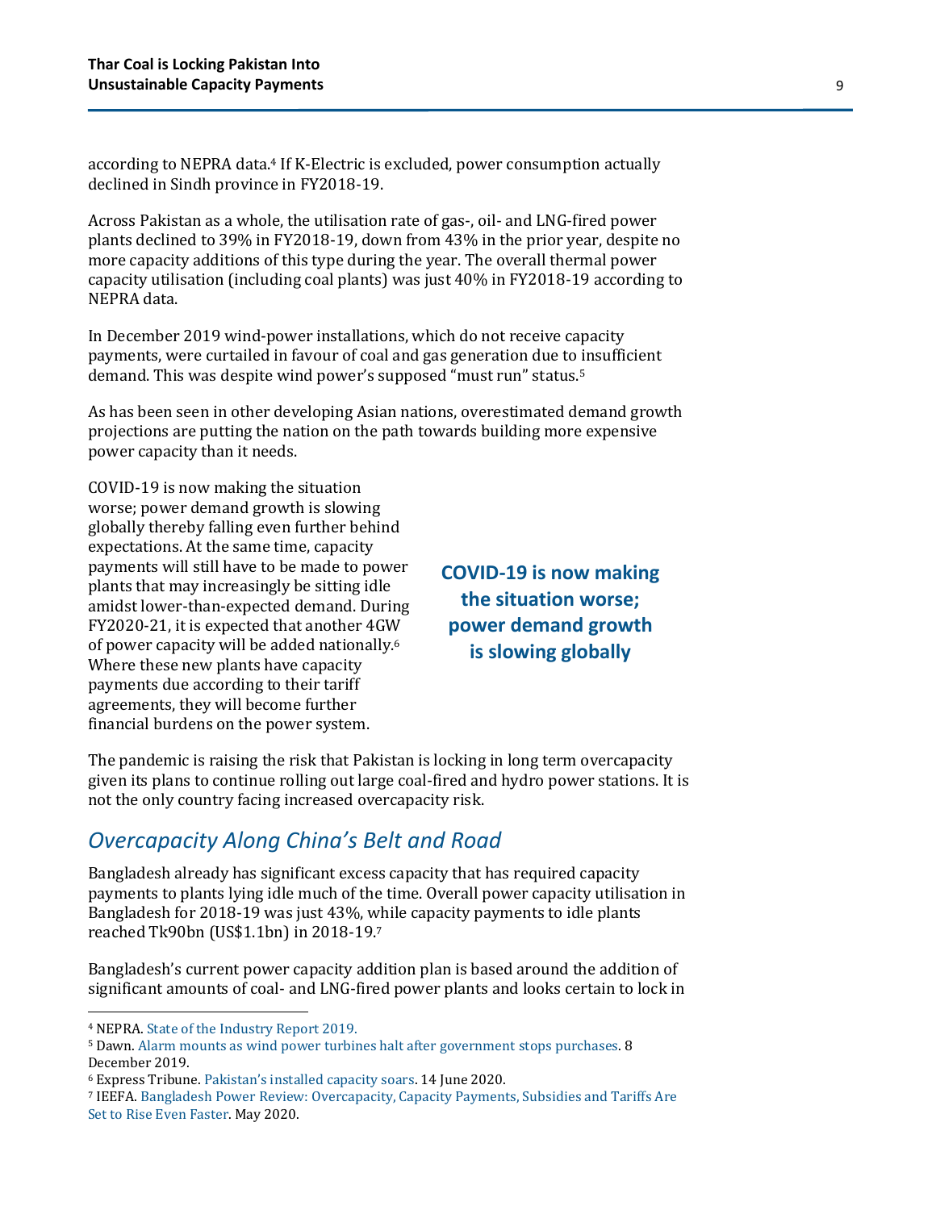according to NEPRA data.[4] If K-Electric is excluded, power consumption actually declined in Sindh province in FY2018-19.

Across Pakistan as a whole, the utilisation rate of gas-, oil- and LNG-fired power plants declined to 39% in FY2018-19, down from 43% in the prior year, despite no more capacity additions of this type during the year. The overall thermal power capacity utilisation (including coal plants) was just 40% in FY2018-19 according to NEPRA data.

In December 2019 wind-power installations, which do not receive capacity payments, were curtailed in favour of coal and gas generation due to insufficient demand. This was despite wind power's supposed "must run" status.[5]

As has been seen in other developing Asian nations, overestimated demand growth projections are putting the nation on the path towards building more expensive power capacity than it needs.

COVID-19 is now making the situation worse; power demand growth is slowing globally thereby falling even further behind expectations. At the same time, capacity payments will still have to be made to power plants that may increasingly be sitting idle amidst lower-than-expected demand. During FY2020-21, it is expected that another 4GW of power capacity will be added nationally.[6] Where these new plants have capacity payments due according to their tariff agreements, they will become further financial burdens on the power system.

**COVID-19 is now making the situation worse; power demand growth is slowing globally**

The pandemic is raising the risk that Pakistan is locking in long term overcapacity given its plans to continue rolling out large coal-fired and hydro power stations. It is not the only country facing increased overcapacity risk.

## *Overcapacity Along China's Belt and Road*

Bangladesh already has significant excess capacity that has required capacity payments to plants lying idle much of the time. Overall power capacity utilisation in Bangladesh for 2018-19 was just 43%, while capacity payments to idle plants reached Tk90bn (US$1.1bn) in 2018-19.[7]

Bangladesh's current power capacity addition plan is based around the addition of significant amounts of coal- and LNG-fired power plants and looks certain to lock in

---

[4] NEPRA. State of the Industry Report 2019.

[5] Dawn. Alarm mounts as wind power turbines halt after government stops purchases. 8 December 2019.

[6] Express Tribune. Pakistan's installed capacity soars. 14 June 2020.

[7] IEEFA. Bangladesh Power Review: Overcapacity, Capacity Payments, Subsidies and Tariffs Are Set to Rise Even Faster. May 2020.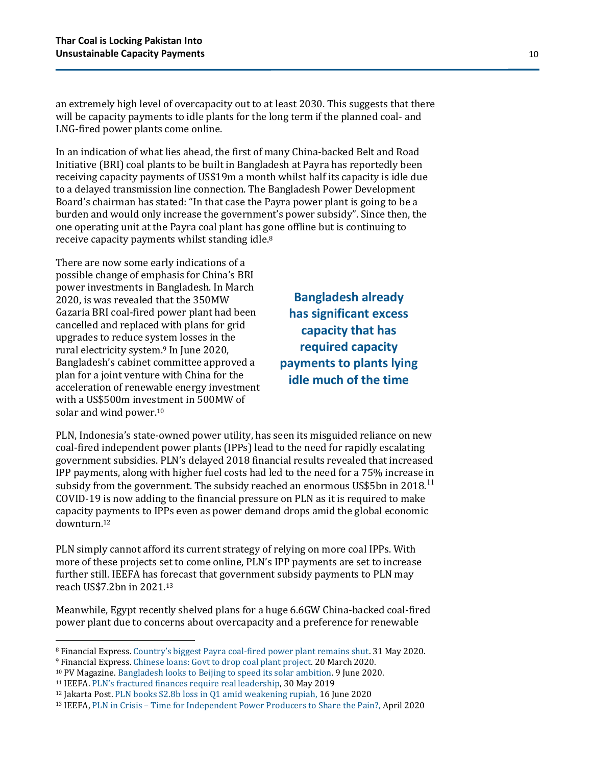an extremely high level of overcapacity out to at least 2030. This suggests that there will be capacity payments to idle plants for the long term if the planned coal- and LNG-fired power plants come online.

In an indication of what lies ahead, the first of many China-backed Belt and Road Initiative (BRI) coal plants to be built in Bangladesh at Payra has reportedly been receiving capacity payments of US$19m a month whilst half its capacity is idle due to a delayed transmission line connection. The Bangladesh Power Development Board's chairman has stated: "In that case the Payra power plant is going to be a burden and would only increase the government's power subsidy". Since then, the one operating unit at the Payra coal plant has gone offline but is continuing to receive capacity payments whilst standing idle.[8]

There are now some early indications of a possible change of emphasis for China's BRI power investments in Bangladesh. In March 2020, is was revealed that the 350MW Gazaria BRI coal-fired power plant had been cancelled and replaced with plans for grid upgrades to reduce system losses in the rural electricity system.[9] In June 2020, Bangladesh's cabinet committee approved a plan for a joint venture with China for the acceleration of renewable energy investment with a US$500m investment in 500MW of solar and wind power.[10]

**Bangladesh already has significant excess capacity that has required capacity payments to plants lying idle much of the time**

PLN, Indonesia's state-owned power utility, has seen its misguided reliance on new coal-fired independent power plants (IPPs) lead to the need for rapidly escalating government subsidies. PLN's delayed 2018 financial results revealed that increased IPP payments, along with higher fuel costs had led to the need for a 75% increase in subsidy from the government. The subsidy reached an enormous US$5bn in 2018.[11] COVID-19 is now adding to the financial pressure on PLN as it is required to make capacity payments to IPPs even as power demand drops amid the global economic downturn.[12]

PLN simply cannot afford its current strategy of relying on more coal IPPs. With more of these projects set to come online, PLN's IPP payments are set to increase further still. IEEFA has forecast that government subsidy payments to PLN may reach US$7.2bn in 2021.[13]

Meanwhile, Egypt recently shelved plans for a huge 6.6GW China-backed coal-fired power plant due to concerns about overcapacity and a preference for renewable

---

[8] Financial Express. Country's biggest Payra coal-fired power plant remains shut. 31 May 2020.

[9] Financial Express. Chinese loans: Govt to drop coal plant project. 20 March 2020.

[10] PV Magazine. Bangladesh looks to Beijing to speed its solar ambition. 9 June 2020.

[11] IEEFA. PLN's fractured finances require real leadership, 30 May 2019

[12] Jakarta Post. PLN books $2.8b loss in Q1 amid weakening rupiah, 16 June 2020

[13] IEEFA, PLN in Crisis – Time for Independent Power Producers to Share the Pain?, April 2020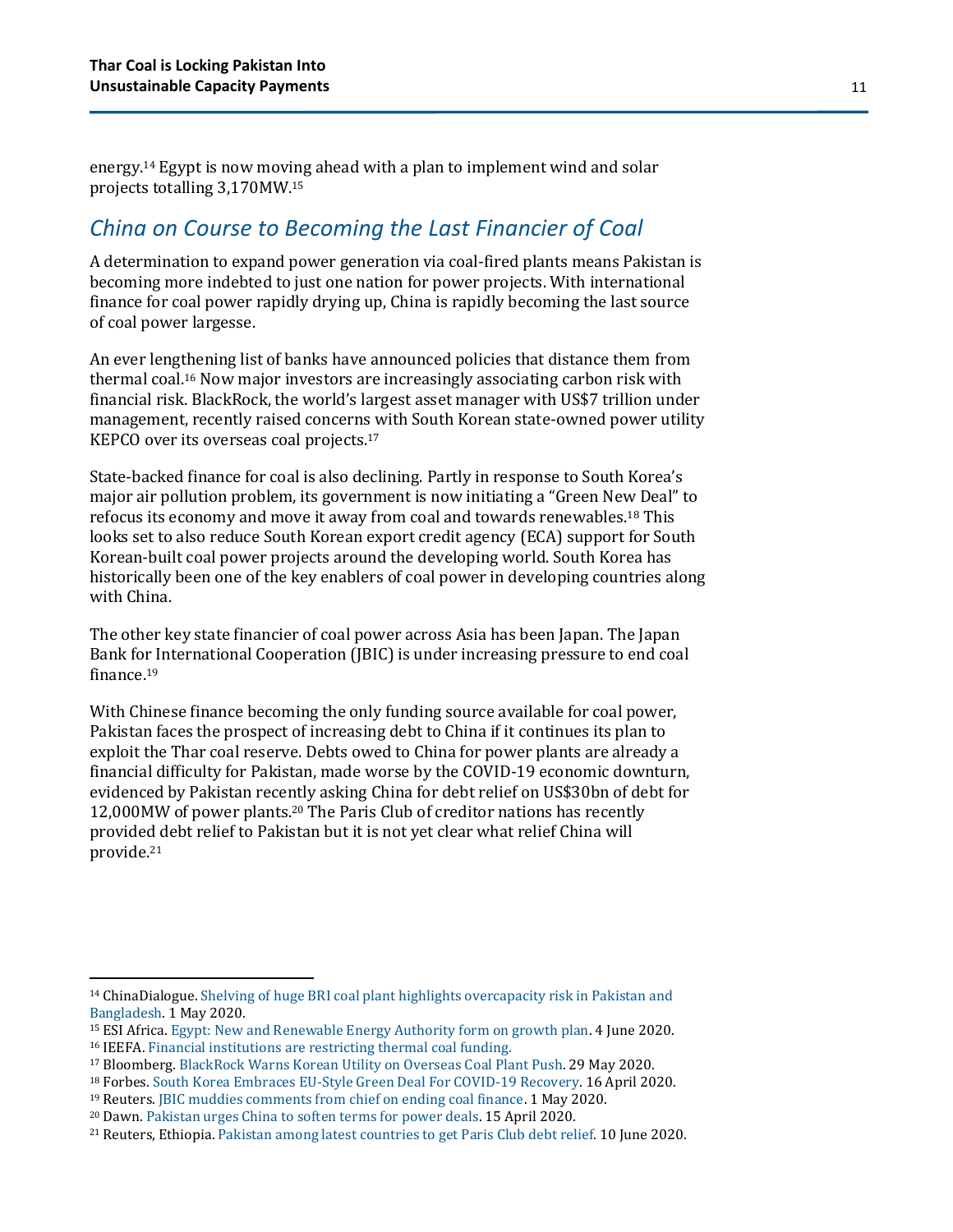energy.[14] Egypt is now moving ahead with a plan to implement wind and solar projects totalling 3,170MW.[15]

## *China on Course to Becoming the Last Financier of Coal*

A determination to expand power generation via coal-fired plants means Pakistan is becoming more indebted to just one nation for power projects. With international finance for coal power rapidly drying up, China is rapidly becoming the last source of coal power largesse.

An ever lengthening list of banks have announced policies that distance them from thermal coal.[16] Now major investors are increasingly associating carbon risk with financial risk. BlackRock, the world's largest asset manager with US$7 trillion under management, recently raised concerns with South Korean state-owned power utility KEPCO over its overseas coal projects.[17]

State-backed finance for coal is also declining. Partly in response to South Korea's major air pollution problem, its government is now initiating a "Green New Deal" to refocus its economy and move it away from coal and towards renewables.[18] This looks set to also reduce South Korean export credit agency (ECA) support for South Korean-built coal power projects around the developing world. South Korea has historically been one of the key enablers of coal power in developing countries along with China.

The other key state financier of coal power across Asia has been Japan. The Japan Bank for International Cooperation (JBIC) is under increasing pressure to end coal finance.[19]

With Chinese finance becoming the only funding source available for coal power, Pakistan faces the prospect of increasing debt to China if it continues its plan to exploit the Thar coal reserve. Debts owed to China for power plants are already a financial difficulty for Pakistan, made worse by the COVID-19 economic downturn, evidenced by Pakistan recently asking China for debt relief on US$30bn of debt for 12,000MW of power plants.[20] The Paris Club of creditor nations has recently provided debt relief to Pakistan but it is not yet clear what relief China will provide.[21]

---

[14] ChinaDialogue. Shelving of huge BRI coal plant highlights overcapacity risk in Pakistan and Bangladesh. 1 May 2020.
[15] ESI Africa. Egypt: New and Renewable Energy Authority form on growth plan. 4 June 2020.
[16] IEEFA. Financial institutions are restricting thermal coal funding.
[17] Bloomberg. BlackRock Warns Korean Utility on Overseas Coal Plant Push. 29 May 2020.
[18] Forbes. South Korea Embraces EU-Style Green Deal For COVID-19 Recovery. 16 April 2020.
[19] Reuters. JBIC muddies comments from chief on ending coal finance. 1 May 2020.
[20] Dawn. Pakistan urges China to soften terms for power deals. 15 April 2020.
[21] Reuters, Ethiopia. Pakistan among latest countries to get Paris Club debt relief. 10 June 2020.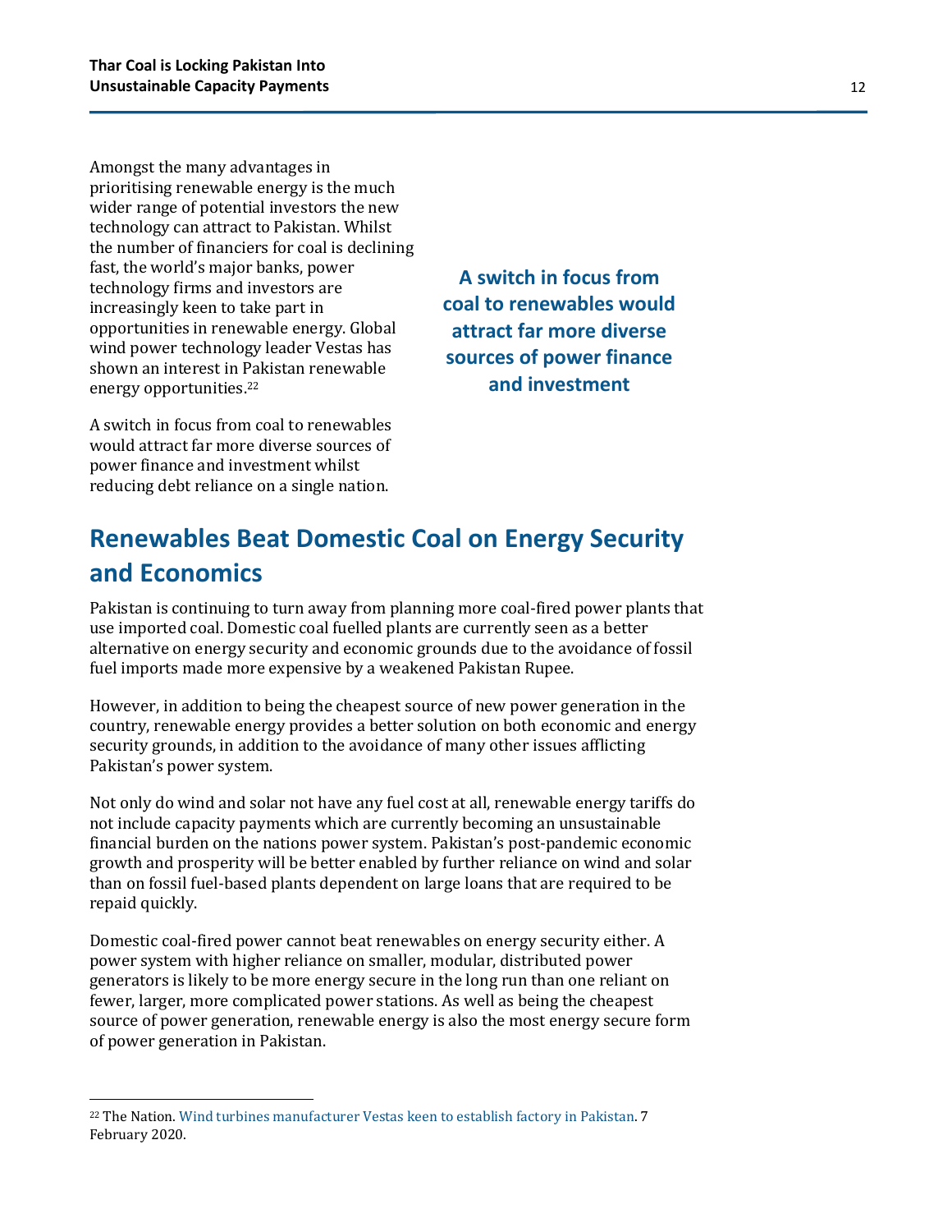Amongst the many advantages in prioritising renewable energy is the much wider range of potential investors the new technology can attract to Pakistan. Whilst the number of financiers for coal is declining fast, the world's major banks, power technology firms and investors are increasingly keen to take part in opportunities in renewable energy. Global wind power technology leader Vestas has shown an interest in Pakistan renewable energy opportunities.[22]

A switch in focus from coal to renewables would attract far more diverse sources of power finance and investment whilst reducing debt reliance on a single nation.

**A switch in focus from coal to renewables would attract far more diverse sources of power finance and investment**

## Renewables Beat Domestic Coal on Energy Security and Economics

Pakistan is continuing to turn away from planning more coal-fired power plants that use imported coal. Domestic coal fuelled plants are currently seen as a better alternative on energy security and economic grounds due to the avoidance of fossil fuel imports made more expensive by a weakened Pakistan Rupee.

However, in addition to being the cheapest source of new power generation in the country, renewable energy provides a better solution on both economic and energy security grounds, in addition to the avoidance of many other issues afflicting Pakistan's power system.

Not only do wind and solar not have any fuel cost at all, renewable energy tariffs do not include capacity payments which are currently becoming an unsustainable financial burden on the nations power system. Pakistan's post-pandemic economic growth and prosperity will be better enabled by further reliance on wind and solar than on fossil fuel-based plants dependent on large loans that are required to be repaid quickly.

Domestic coal-fired power cannot beat renewables on energy security either. A power system with higher reliance on smaller, modular, distributed power generators is likely to be more energy secure in the long run than one reliant on fewer, larger, more complicated power stations. As well as being the cheapest source of power generation, renewable energy is also the most energy secure form of power generation in Pakistan.

---

[22] The Nation. Wind turbines manufacturer Vestas keen to establish factory in Pakistan. 7 February 2020.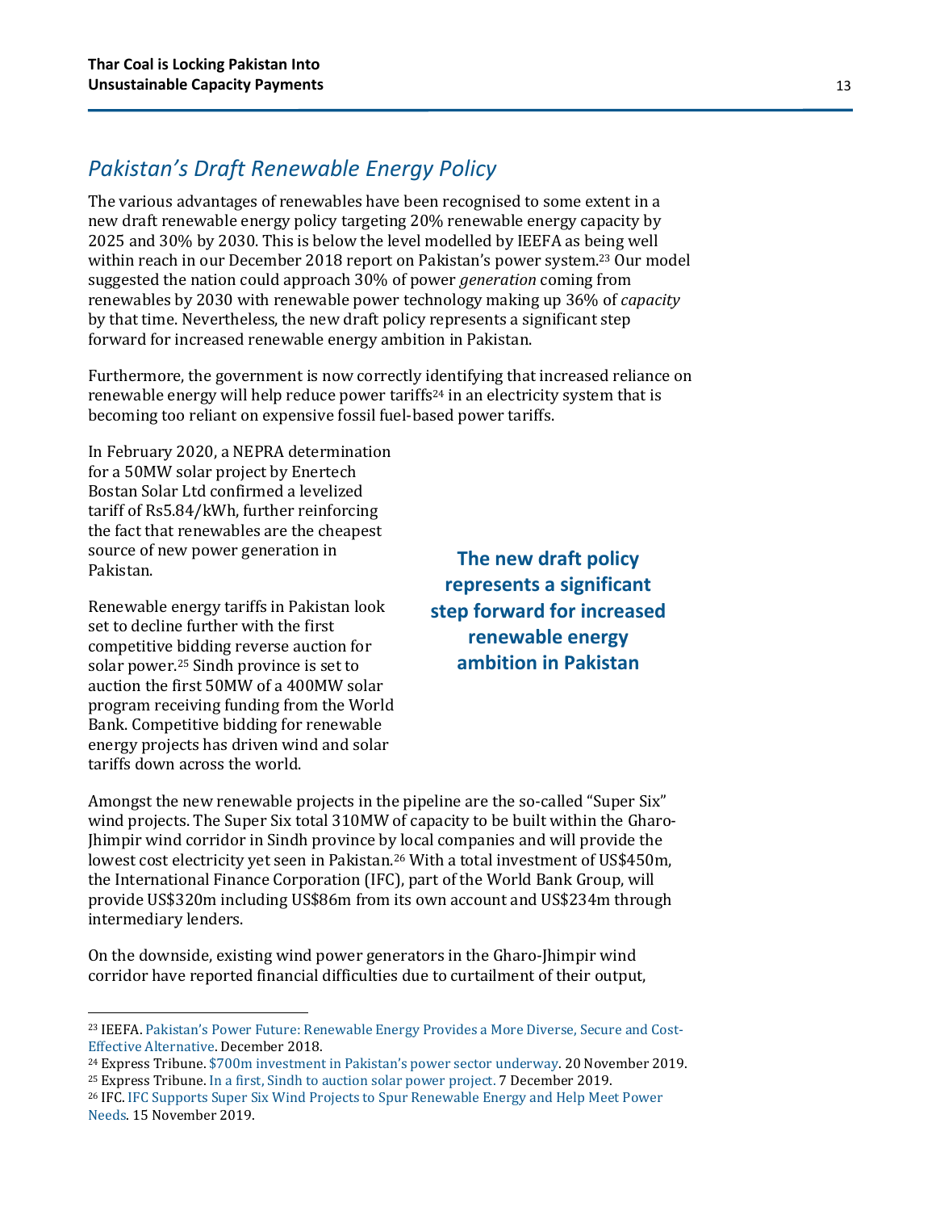## *Pakistan's Draft Renewable Energy Policy*

The various advantages of renewables have been recognised to some extent in a new draft renewable energy policy targeting 20% renewable energy capacity by 2025 and 30% by 2030. This is below the level modelled by IEEFA as being well within reach in our December 2018 report on Pakistan's power system.[23] Our model suggested the nation could approach 30% of power *generation* coming from renewables by 2030 with renewable power technology making up 36% of *capacity* by that time. Nevertheless, the new draft policy represents a significant step forward for increased renewable energy ambition in Pakistan.

Furthermore, the government is now correctly identifying that increased reliance on renewable energy will help reduce power tariffs[24] in an electricity system that is becoming too reliant on expensive fossil fuel-based power tariffs.

In February 2020, a NEPRA determination for a 50MW solar project by Enertech Bostan Solar Ltd confirmed a levelized tariff of Rs5.84/kWh, further reinforcing the fact that renewables are the cheapest source of new power generation in Pakistan.

**The new draft policy represents a significant step forward for increased renewable energy ambition in Pakistan**

Renewable energy tariffs in Pakistan look set to decline further with the first competitive bidding reverse auction for solar power.[25] Sindh province is set to auction the first 50MW of a 400MW solar program receiving funding from the World Bank. Competitive bidding for renewable energy projects has driven wind and solar tariffs down across the world.

Amongst the new renewable projects in the pipeline are the so-called "Super Six" wind projects. The Super Six total 310MW of capacity to be built within the Gharo-Jhimpir wind corridor in Sindh province by local companies and will provide the lowest cost electricity yet seen in Pakistan.[26] With a total investment of US$450m, the International Finance Corporation (IFC), part of the World Bank Group, will provide US$320m including US$86m from its own account and US$234m through intermediary lenders.

On the downside, existing wind power generators in the Gharo-Jhimpir wind corridor have reported financial difficulties due to curtailment of their output,

[23] IEEFA. Pakistan's Power Future: Renewable Energy Provides a More Diverse, Secure and Cost-Effective Alternative. December 2018.

[24] Express Tribune. $700m investment in Pakistan's power sector underway. 20 November 2019.

[25] Express Tribune. In a first, Sindh to auction solar power project. 7 December 2019.

[26] IFC. IFC Supports Super Six Wind Projects to Spur Renewable Energy and Help Meet Power Needs. 15 November 2019.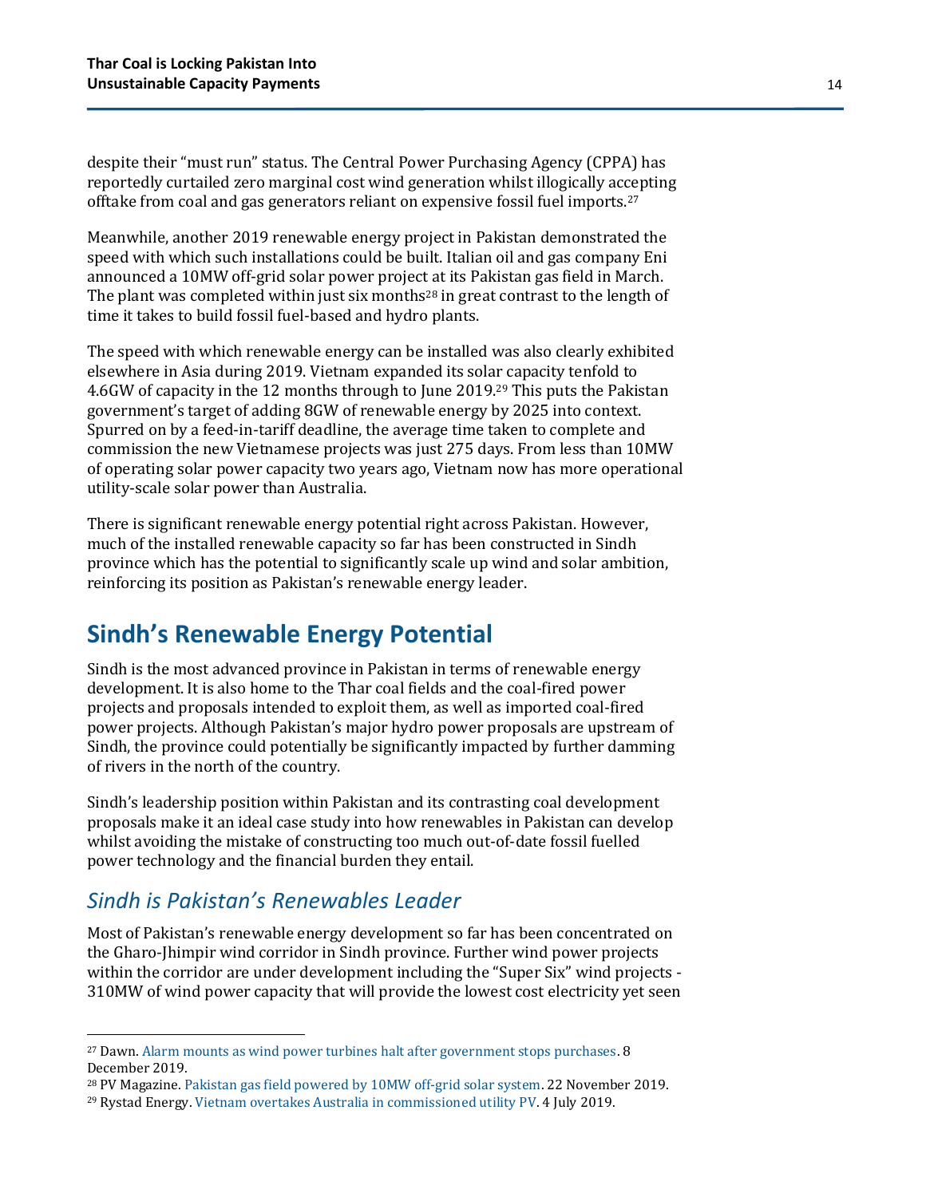despite their "must run" status. The Central Power Purchasing Agency (CPPA) has reportedly curtailed zero marginal cost wind generation whilst illogically accepting offtake from coal and gas generators reliant on expensive fossil fuel imports.[27]

Meanwhile, another 2019 renewable energy project in Pakistan demonstrated the speed with which such installations could be built. Italian oil and gas company Eni announced a 10MW off-grid solar power project at its Pakistan gas field in March. The plant was completed within just six months[28] in great contrast to the length of time it takes to build fossil fuel-based and hydro plants.

The speed with which renewable energy can be installed was also clearly exhibited elsewhere in Asia during 2019. Vietnam expanded its solar capacity tenfold to 4.6GW of capacity in the 12 months through to June 2019.[29] This puts the Pakistan government's target of adding 8GW of renewable energy by 2025 into context. Spurred on by a feed-in-tariff deadline, the average time taken to complete and commission the new Vietnamese projects was just 275 days. From less than 10MW of operating solar power capacity two years ago, Vietnam now has more operational utility-scale solar power than Australia.

There is significant renewable energy potential right across Pakistan. However, much of the installed renewable capacity so far has been constructed in Sindh province which has the potential to significantly scale up wind and solar ambition, reinforcing its position as Pakistan's renewable energy leader.

## Sindh's Renewable Energy Potential

Sindh is the most advanced province in Pakistan in terms of renewable energy development. It is also home to the Thar coal fields and the coal-fired power projects and proposals intended to exploit them, as well as imported coal-fired power projects. Although Pakistan's major hydro power proposals are upstream of Sindh, the province could potentially be significantly impacted by further damming of rivers in the north of the country.

Sindh's leadership position within Pakistan and its contrasting coal development proposals make it an ideal case study into how renewables in Pakistan can develop whilst avoiding the mistake of constructing too much out-of-date fossil fuelled power technology and the financial burden they entail.

### *Sindh is Pakistan's Renewables Leader*

Most of Pakistan's renewable energy development so far has been concentrated on the Gharo-Jhimpir wind corridor in Sindh province. Further wind power projects within the corridor are under development including the "Super Six" wind projects - 310MW of wind power capacity that will provide the lowest cost electricity yet seen

---

[27] Dawn. Alarm mounts as wind power turbines halt after government stops purchases. 8 December 2019.

[28] PV Magazine. Pakistan gas field powered by 10MW off-grid solar system. 22 November 2019.

[29] Rystad Energy. Vietnam overtakes Australia in commissioned utility PV. 4 July 2019.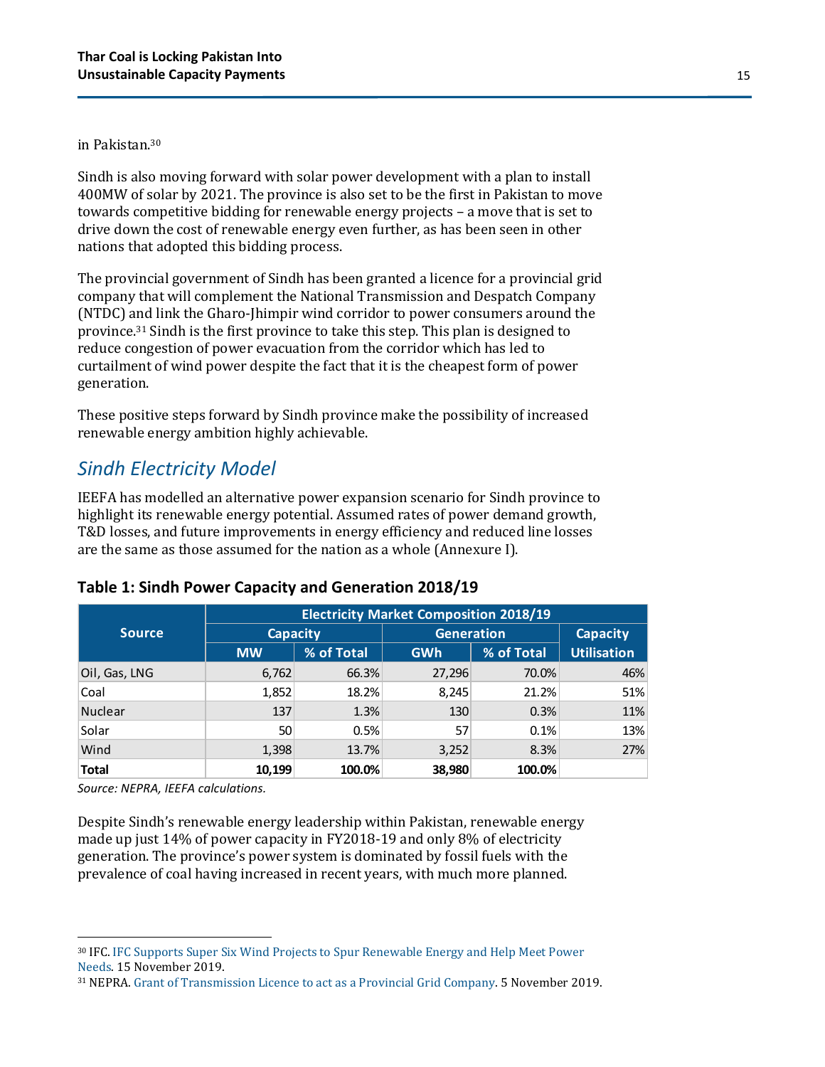in Pakistan.[30]

Sindh is also moving forward with solar power development with a plan to install 400MW of solar by 2021. The province is also set to be the first in Pakistan to move towards competitive bidding for renewable energy projects – a move that is set to drive down the cost of renewable energy even further, as has been seen in other nations that adopted this bidding process.

The provincial government of Sindh has been granted a licence for a provincial grid company that will complement the National Transmission and Despatch Company (NTDC) and link the Gharo-Jhimpir wind corridor to power consumers around the province.[31] Sindh is the first province to take this step. This plan is designed to reduce congestion of power evacuation from the corridor which has led to curtailment of wind power despite the fact that it is the cheapest form of power generation.

These positive steps forward by Sindh province make the possibility of increased renewable energy ambition highly achievable.

## *Sindh Electricity Model*

IEEFA has modelled an alternative power expansion scenario for Sindh province to highlight its renewable energy potential. Assumed rates of power demand growth, T&D losses, and future improvements in energy efficiency and reduced line losses are the same as those assumed for the nation as a whole (Annexure I).

### Table 1: Sindh Power Capacity and Generation 2018/19

| Source | Electricity Market Composition 2018/19 | | | | |
|---|---|---|---|---|---|
| | Capacity | | Generation | | Capacity Utilisation |
| | MW | % of Total | GWh | % of Total | |
| Oil, Gas, LNG | 6,762 | 66.3% | 27,296 | 70.0% | 46% |
| Coal | 1,852 | 18.2% | 8,245 | 21.2% | 51% |
| Nuclear | 137 | 1.3% | 130 | 0.3% | 11% |
| Solar | 50 | 0.5% | 57 | 0.1% | 13% |
| Wind | 1,398 | 13.7% | 3,252 | 8.3% | 27% |
| **Total** | **10,199** | **100.0%** | **38,980** | **100.0%** | |

*Source: NEPRA, IEEFA calculations.*

Despite Sindh's renewable energy leadership within Pakistan, renewable energy made up just 14% of power capacity in FY2018-19 and only 8% of electricity generation. The province's power system is dominated by fossil fuels with the prevalence of coal having increased in recent years, with much more planned.

---

[30] IFC. IFC Supports Super Six Wind Projects to Spur Renewable Energy and Help Meet Power Needs. 15 November 2019.

[31] NEPRA. Grant of Transmission Licence to act as a Provincial Grid Company. 5 November 2019.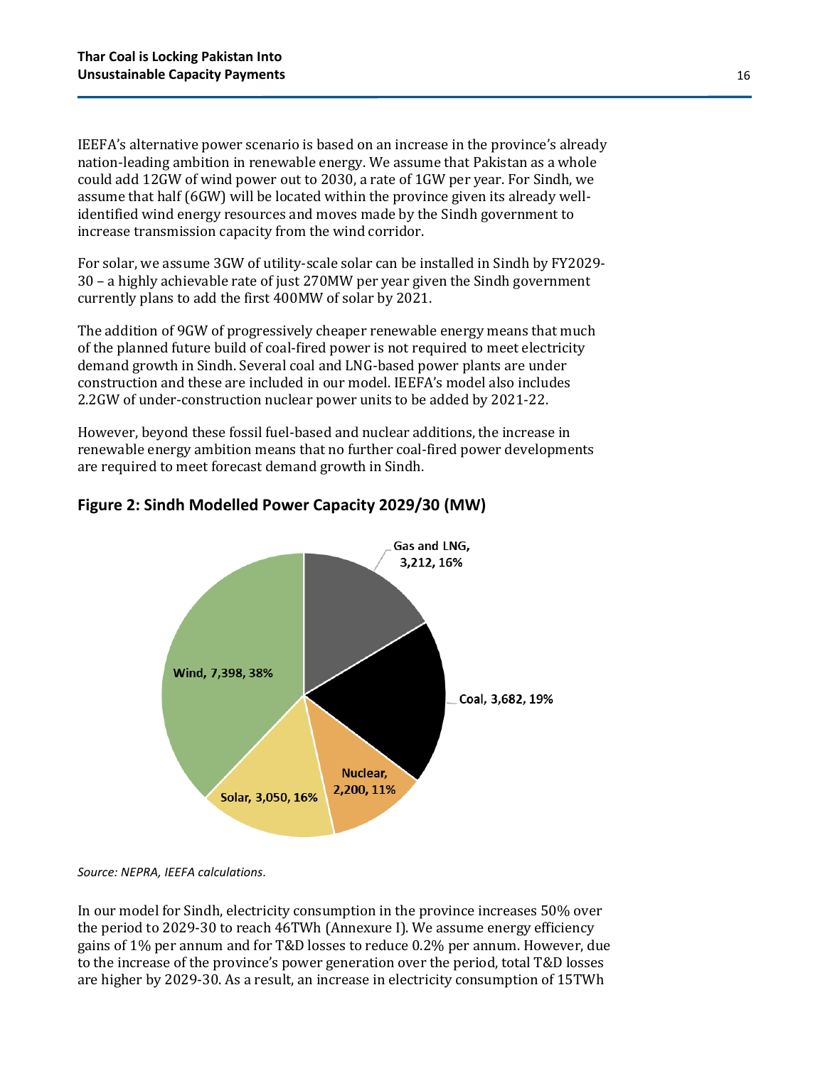IEEFA's alternative power scenario is based on an increase in the province's already nation-leading ambition in renewable energy. We assume that Pakistan as a whole could add 12GW of wind power out to 2030, a rate of 1GW per year. For Sindh, we assume that half (6GW) will be located within the province given its already well-identified wind energy resources and moves made by the Sindh government to increase transmission capacity from the wind corridor.

For solar, we assume 3GW of utility-scale solar can be installed in Sindh by FY2029-30 – a highly achievable rate of just 270MW per year given the Sindh government currently plans to add the first 400MW of solar by 2021.

The addition of 9GW of progressively cheaper renewable energy means that much of the planned future build of coal-fired power is not required to meet electricity demand growth in Sindh. Several coal and LNG-based power plants are under construction and these are included in our model. IEEFA's model also includes 2.2GW of under-construction nuclear power units to be added by 2021-22.

However, beyond these fossil fuel-based and nuclear additions, the increase in renewable energy ambition means that no further coal-fired power developments are required to meet forecast demand growth in Sindh.

### Figure 2: Sindh Modelled Power Capacity 2029/30 (MW)

| Source | MW | Share |
|---|---|---|
| Gas and LNG | 3,212 | 16% |
| Coal | 3,682 | 19% |
| Nuclear | 2,200 | 11% |
| Solar | 3,050 | 16% |
| Wind | 7,398 | 38% |

*Source: NEPRA, IEEFA calculations.*

In our model for Sindh, electricity consumption in the province increases 50% over the period to 2029-30 to reach 46TWh (Annexure I). We assume energy efficiency gains of 1% per annum and for T&D losses to reduce 0.2% per annum. However, due to the increase of the province's power generation over the period, total T&D losses are higher by 2029-30. As a result, an increase in electricity consumption of 15TWh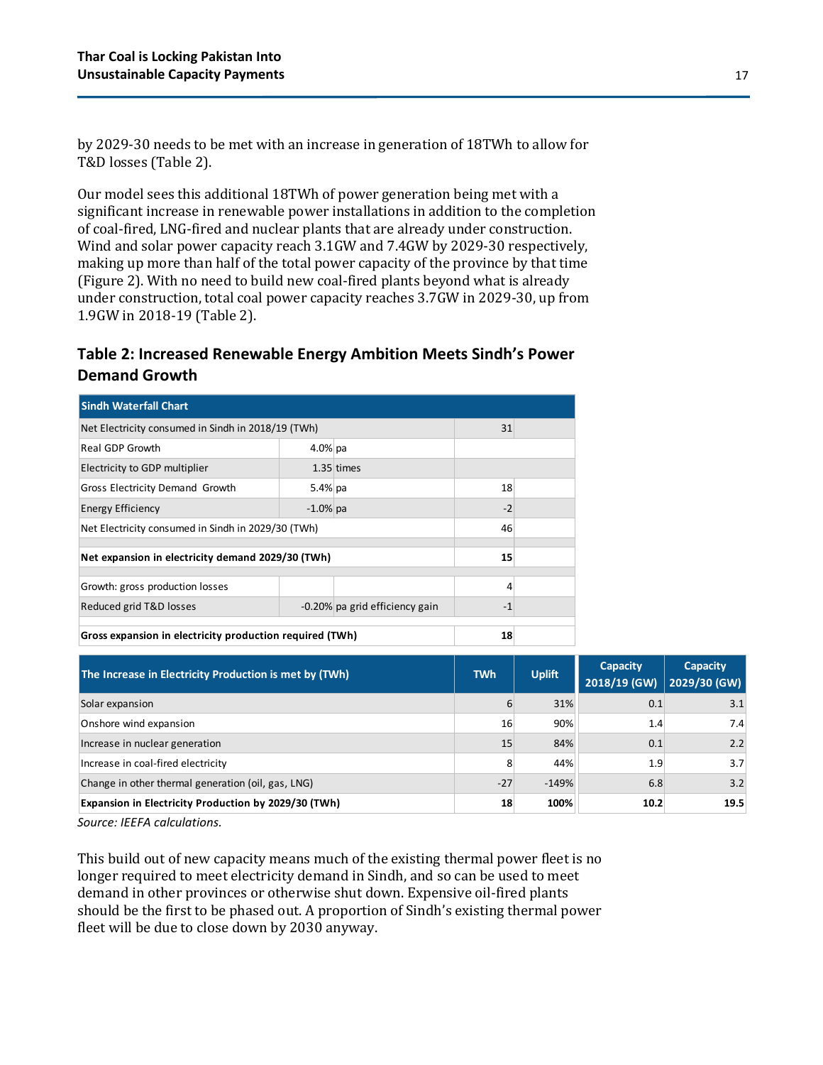by 2029-30 needs to be met with an increase in generation of 18TWh to allow for T&D losses (Table 2).

Our model sees this additional 18TWh of power generation being met with a significant increase in renewable power installations in addition to the completion of coal-fired, LNG-fired and nuclear plants that are already under construction. Wind and solar power capacity reach 3.1GW and 7.4GW by 2029-30 respectively, making up more than half of the total power capacity of the province by that time (Figure 2). With no need to build new coal-fired plants beyond what is already under construction, total coal power capacity reaches 3.7GW in 2029-30, up from 1.9GW in 2018-19 (Table 2).

## Table 2: Increased Renewable Energy Ambition Meets Sindh's Power Demand Growth

| Sindh Waterfall Chart | | | |
|---|---|---|---|
| Net Electricity consumed in Sindh in 2018/19 (TWh) | | | 31 |
| Real GDP Growth | 4.0% | pa | |
| Electricity to GDP multiplier | 1.35 | times | |
| Gross Electricity Demand Growth | 5.4% | pa | 18 |
| Energy Efficiency | -1.0% | pa | -2 |
| Net Electricity consumed in Sindh in 2029/30 (TWh) | | | 46 |
| **Net expansion in electricity demand 2029/30 (TWh)** | | | **15** |
| Growth: gross production losses | | | 4 |
| Reduced grid T&D losses | -0.20% | pa grid efficiency gain | -1 |
| **Gross expansion in electricity production required (TWh)** | | | **18** |

| The Increase in Electricity Production is met by (TWh) | TWh | Uplift | Capacity 2018/19 (GW) | Capacity 2029/30 (GW) |
|---|---|---|---|---|
| Solar expansion | 6 | 31% | 0.1 | 3.1 |
| Onshore wind expansion | 16 | 90% | 1.4 | 7.4 |
| Increase in nuclear generation | 15 | 84% | 0.1 | 2.2 |
| Increase in coal-fired electricity | 8 | 44% | 1.9 | 3.7 |
| Change in other thermal generation (oil, gas, LNG) | -27 | -149% | 6.8 | 3.2 |
| **Expansion in Electricity Production by 2029/30 (TWh)** | **18** | **100%** | **10.2** | **19.5** |

*Source: IEEFA calculations.*

This build out of new capacity means much of the existing thermal power fleet is no longer required to meet electricity demand in Sindh, and so can be used to meet demand in other provinces or otherwise shut down. Expensive oil-fired plants should be the first to be phased out. A proportion of Sindh's existing thermal power fleet will be due to close down by 2030 anyway.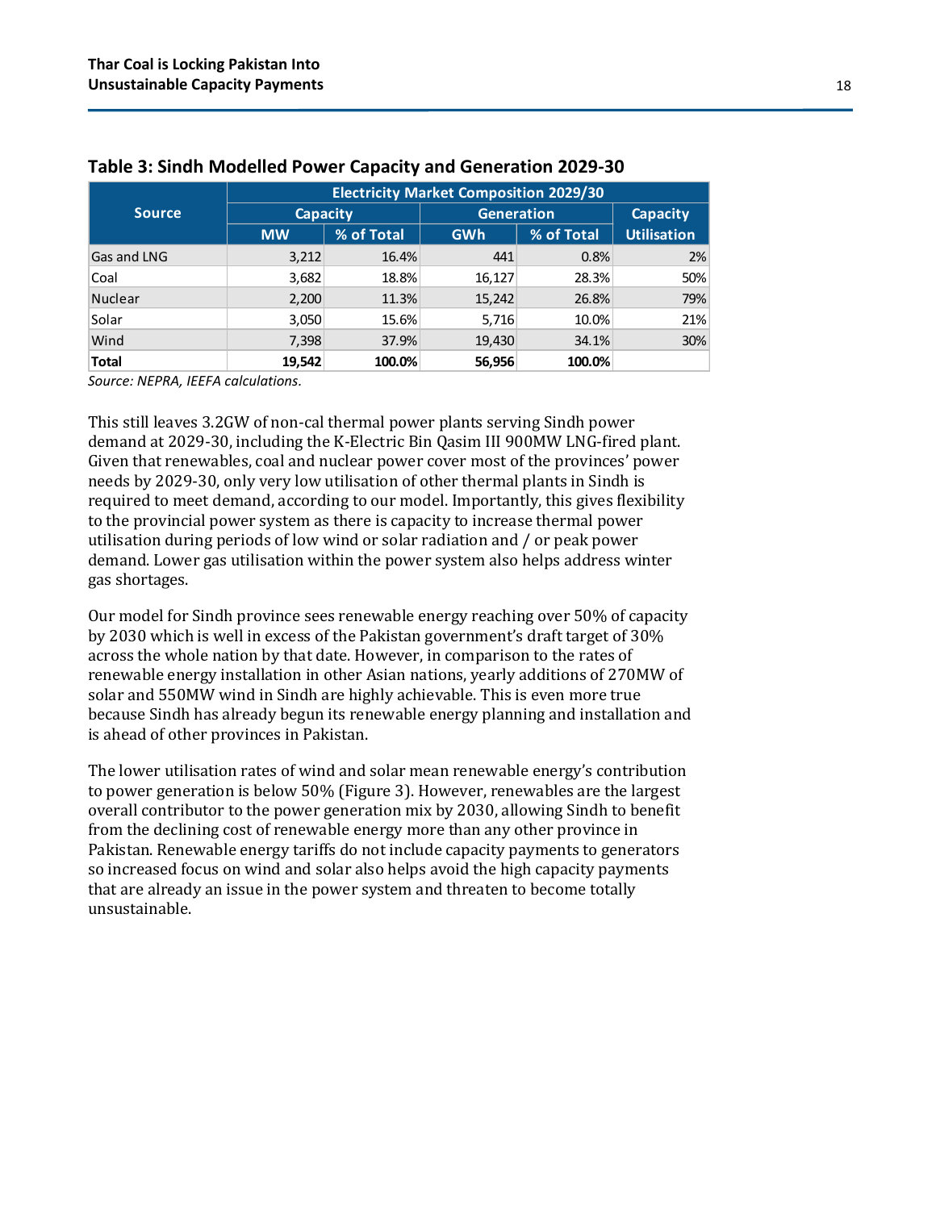### Table 3: Sindh Modelled Power Capacity and Generation 2029-30

| Source | Electricity Market Composition 2029/30 | | | | |
|---|---|---|---|---|---|
| | Capacity | | Generation | | Capacity Utilisation |
| | MW | % of Total | GWh | % of Total | |
| Gas and LNG | 3,212 | 16.4% | 441 | 0.8% | 2% |
| Coal | 3,682 | 18.8% | 16,127 | 28.3% | 50% |
| Nuclear | 2,200 | 11.3% | 15,242 | 26.8% | 79% |
| Solar | 3,050 | 15.6% | 5,716 | 10.0% | 21% |
| Wind | 7,398 | 37.9% | 19,430 | 34.1% | 30% |
| **Total** | **19,542** | **100.0%** | **56,956** | **100.0%** | |

*Source: NEPRA, IEEFA calculations.*

This still leaves 3.2GW of non-cal thermal power plants serving Sindh power demand at 2029-30, including the K-Electric Bin Qasim III 900MW LNG-fired plant. Given that renewables, coal and nuclear power cover most of the provinces' power needs by 2029-30, only very low utilisation of other thermal plants in Sindh is required to meet demand, according to our model. Importantly, this gives flexibility to the provincial power system as there is capacity to increase thermal power utilisation during periods of low wind or solar radiation and / or peak power demand. Lower gas utilisation within the power system also helps address winter gas shortages.

Our model for Sindh province sees renewable energy reaching over 50% of capacity by 2030 which is well in excess of the Pakistan government's draft target of 30% across the whole nation by that date. However, in comparison to the rates of renewable energy installation in other Asian nations, yearly additions of 270MW of solar and 550MW wind in Sindh are highly achievable. This is even more true because Sindh has already begun its renewable energy planning and installation and is ahead of other provinces in Pakistan.

The lower utilisation rates of wind and solar mean renewable energy's contribution to power generation is below 50% (Figure 3). However, renewables are the largest overall contributor to the power generation mix by 2030, allowing Sindh to benefit from the declining cost of renewable energy more than any other province in Pakistan. Renewable energy tariffs do not include capacity payments to generators so increased focus on wind and solar also helps avoid the high capacity payments that are already an issue in the power system and threaten to become totally unsustainable.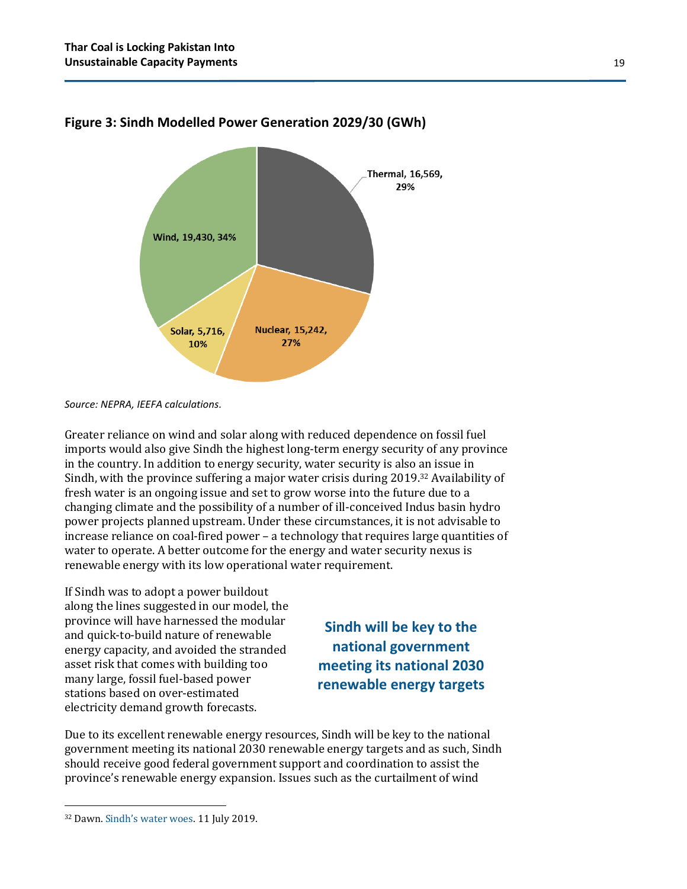**Figure 3: Sindh Modelled Power Generation 2029/30 (GWh)**

Thermal, 16,569, 29%

Nuclear, 15,242, 27%

Solar, 5,716, 10%

Wind, 19,430, 34%

*Source: NEPRA, IEEFA calculations.*

Greater reliance on wind and solar along with reduced dependence on fossil fuel imports would also give Sindh the highest long-term energy security of any province in the country. In addition to energy security, water security is also an issue in Sindh, with the province suffering a major water crisis during 2019.[32] Availability of fresh water is an ongoing issue and set to grow worse into the future due to a changing climate and the possibility of a number of ill-conceived Indus basin hydro power projects planned upstream. Under these circumstances, it is not advisable to increase reliance on coal-fired power – a technology that requires large quantities of water to operate. A better outcome for the energy and water security nexus is renewable energy with its low operational water requirement.

If Sindh was to adopt a power buildout along the lines suggested in our model, the province will have harnessed the modular and quick-to-build nature of renewable energy capacity, and avoided the stranded asset risk that comes with building too many large, fossil fuel-based power stations based on over-estimated electricity demand growth forecasts.

**Sindh will be key to the national government meeting its national 2030 renewable energy targets**

Due to its excellent renewable energy resources, Sindh will be key to the national government meeting its national 2030 renewable energy targets and as such, Sindh should receive good federal government support and coordination to assist the province's renewable energy expansion. Issues such as the curtailment of wind

[32] Dawn. Sindh's water woes. 11 July 2019.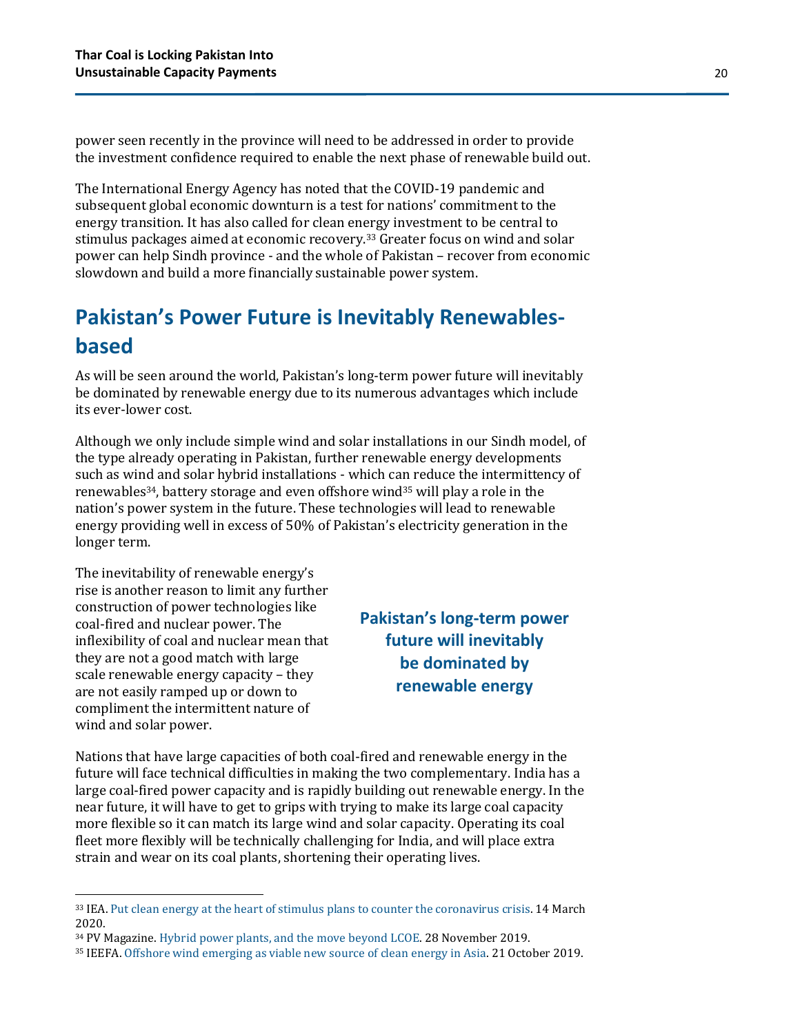power seen recently in the province will need to be addressed in order to provide the investment confidence required to enable the next phase of renewable build out.

The International Energy Agency has noted that the COVID-19 pandemic and subsequent global economic downturn is a test for nations' commitment to the energy transition. It has also called for clean energy investment to be central to stimulus packages aimed at economic recovery.[33] Greater focus on wind and solar power can help Sindh province - and the whole of Pakistan – recover from economic slowdown and build a more financially sustainable power system.

## Pakistan's Power Future is Inevitably Renewables-based

As will be seen around the world, Pakistan's long-term power future will inevitably be dominated by renewable energy due to its numerous advantages which include its ever-lower cost.

Although we only include simple wind and solar installations in our Sindh model, of the type already operating in Pakistan, further renewable energy developments such as wind and solar hybrid installations - which can reduce the intermittency of renewables[34], battery storage and even offshore wind[35] will play a role in the nation's power system in the future. These technologies will lead to renewable energy providing well in excess of 50% of Pakistan's electricity generation in the longer term.

The inevitability of renewable energy's rise is another reason to limit any further construction of power technologies like coal-fired and nuclear power. The inflexibility of coal and nuclear mean that they are not a good match with large scale renewable energy capacity – they are not easily ramped up or down to compliment the intermittent nature of wind and solar power.

**Pakistan's long-term power future will inevitably be dominated by renewable energy**

Nations that have large capacities of both coal-fired and renewable energy in the future will face technical difficulties in making the two complementary. India has a large coal-fired power capacity and is rapidly building out renewable energy. In the near future, it will have to get to grips with trying to make its large coal capacity more flexible so it can match its large wind and solar capacity. Operating its coal fleet more flexibly will be technically challenging for India, and will place extra strain and wear on its coal plants, shortening their operating lives.

---

[33] IEA. Put clean energy at the heart of stimulus plans to counter the coronavirus crisis. 14 March 2020.

[34] PV Magazine. Hybrid power plants, and the move beyond LCOE. 28 November 2019.

[35] IEEFA. Offshore wind emerging as viable new source of clean energy in Asia. 21 October 2019.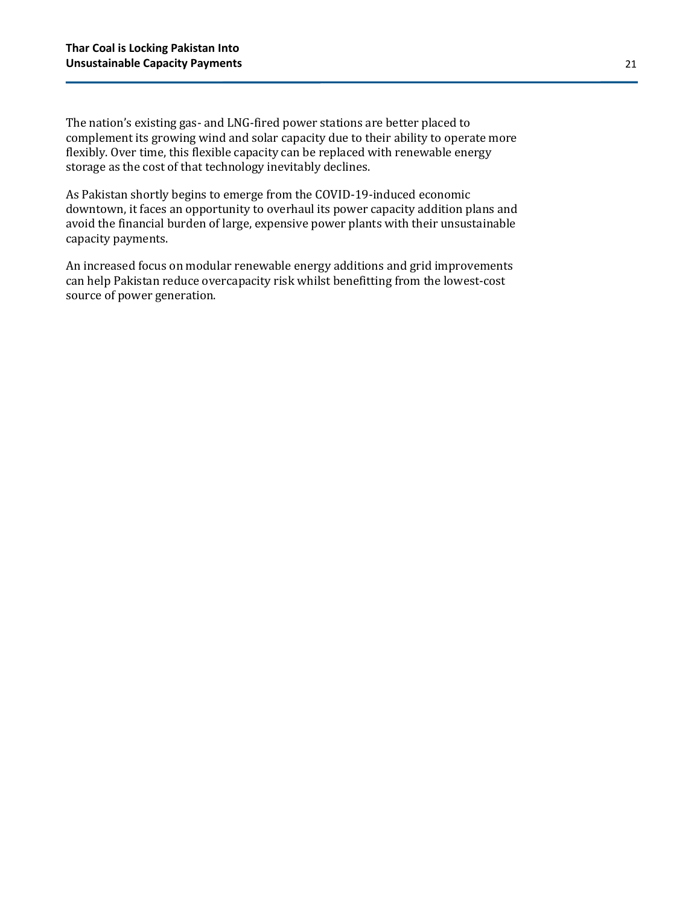The nation's existing gas- and LNG-fired power stations are better placed to complement its growing wind and solar capacity due to their ability to operate more flexibly. Over time, this flexible capacity can be replaced with renewable energy storage as the cost of that technology inevitably declines.

As Pakistan shortly begins to emerge from the COVID-19-induced economic downtown, it faces an opportunity to overhaul its power capacity addition plans and avoid the financial burden of large, expensive power plants with their unsustainable capacity payments.

An increased focus on modular renewable energy additions and grid improvements can help Pakistan reduce overcapacity risk whilst benefitting from the lowest-cost source of power generation.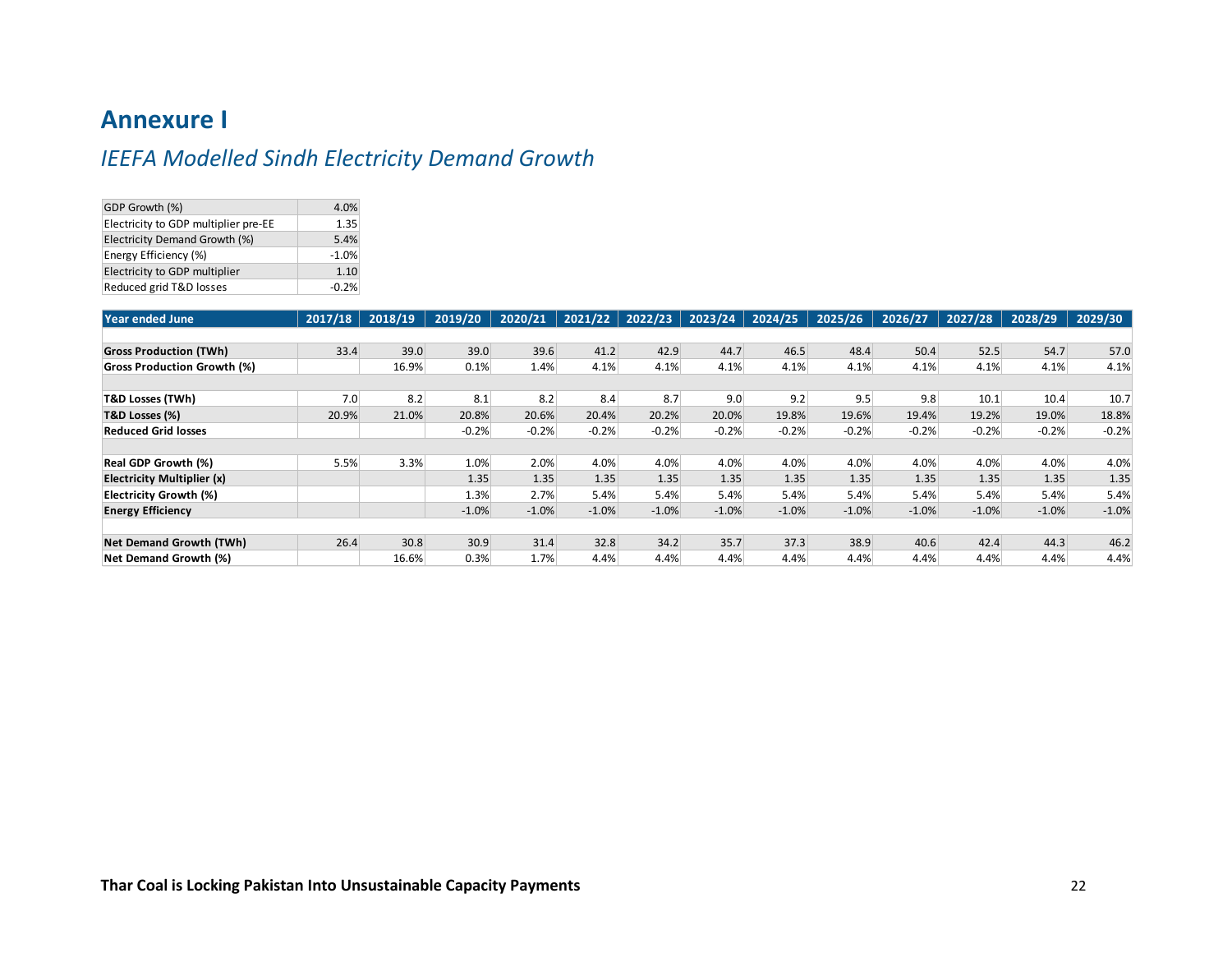# Annexure I

## *IEEFA Modelled Sindh Electricity Demand Growth*

| | |
|---|---|
| GDP Growth (%) | 4.0% |
| Electricity to GDP multiplier pre-EE | 1.35 |
| Electricity Demand Growth (%) | 5.4% |
| Energy Efficiency (%) | -1.0% |
| Electricity to GDP multiplier | 1.10 |
| Reduced grid T&D losses | -0.2% |

| Year ended June | 2017/18 | 2018/19 | 2019/20 | 2020/21 | 2021/22 | 2022/23 | 2023/24 | 2024/25 | 2025/26 | 2026/27 | 2027/28 | 2028/29 | 2029/30 |
|---|---|---|---|---|---|---|---|---|---|---|---|---|---|
| | | | | | | | | | | | | | |
| **Gross Production (TWh)** | 33.4 | 39.0 | 39.0 | 39.6 | 41.2 | 42.9 | 44.7 | 46.5 | 48.4 | 50.4 | 52.5 | 54.7 | 57.0 |
| **Gross Production Growth (%)** | | 16.9% | 0.1% | 1.4% | 4.1% | 4.1% | 4.1% | 4.1% | 4.1% | 4.1% | 4.1% | 4.1% | 4.1% |
| | | | | | | | | | | | | | |
| **T&D Losses (TWh)** | 7.0 | 8.2 | 8.1 | 8.2 | 8.4 | 8.7 | 9.0 | 9.2 | 9.5 | 9.8 | 10.1 | 10.4 | 10.7 |
| **T&D Losses (%)** | 20.9% | 21.0% | 20.8% | 20.6% | 20.4% | 20.2% | 20.0% | 19.8% | 19.6% | 19.4% | 19.2% | 19.0% | 18.8% |
| **Reduced Grid losses** | | | -0.2% | -0.2% | -0.2% | -0.2% | -0.2% | -0.2% | -0.2% | -0.2% | -0.2% | -0.2% | -0.2% |
| | | | | | | | | | | | | | |
| **Real GDP Growth (%)** | 5.5% | 3.3% | 1.0% | 2.0% | 4.0% | 4.0% | 4.0% | 4.0% | 4.0% | 4.0% | 4.0% | 4.0% | 4.0% |
| **Electricity Multiplier (x)** | | | 1.35 | 1.35 | 1.35 | 1.35 | 1.35 | 1.35 | 1.35 | 1.35 | 1.35 | 1.35 | 1.35 |
| **Electricity Growth (%)** | | | 1.3% | 2.7% | 5.4% | 5.4% | 5.4% | 5.4% | 5.4% | 5.4% | 5.4% | 5.4% | 5.4% |
| **Energy Efficiency** | | | -1.0% | -1.0% | -1.0% | -1.0% | -1.0% | -1.0% | -1.0% | -1.0% | -1.0% | -1.0% | -1.0% |
| | | | | | | | | | | | | | |
| **Net Demand Growth (TWh)** | 26.4 | 30.8 | 30.9 | 31.4 | 32.8 | 34.2 | 35.7 | 37.3 | 38.9 | 40.6 | 42.4 | 44.3 | 46.2 |
| **Net Demand Growth (%)** | | 16.6% | 0.3% | 1.7% | 4.4% | 4.4% | 4.4% | 4.4% | 4.4% | 4.4% | 4.4% | 4.4% | 4.4% |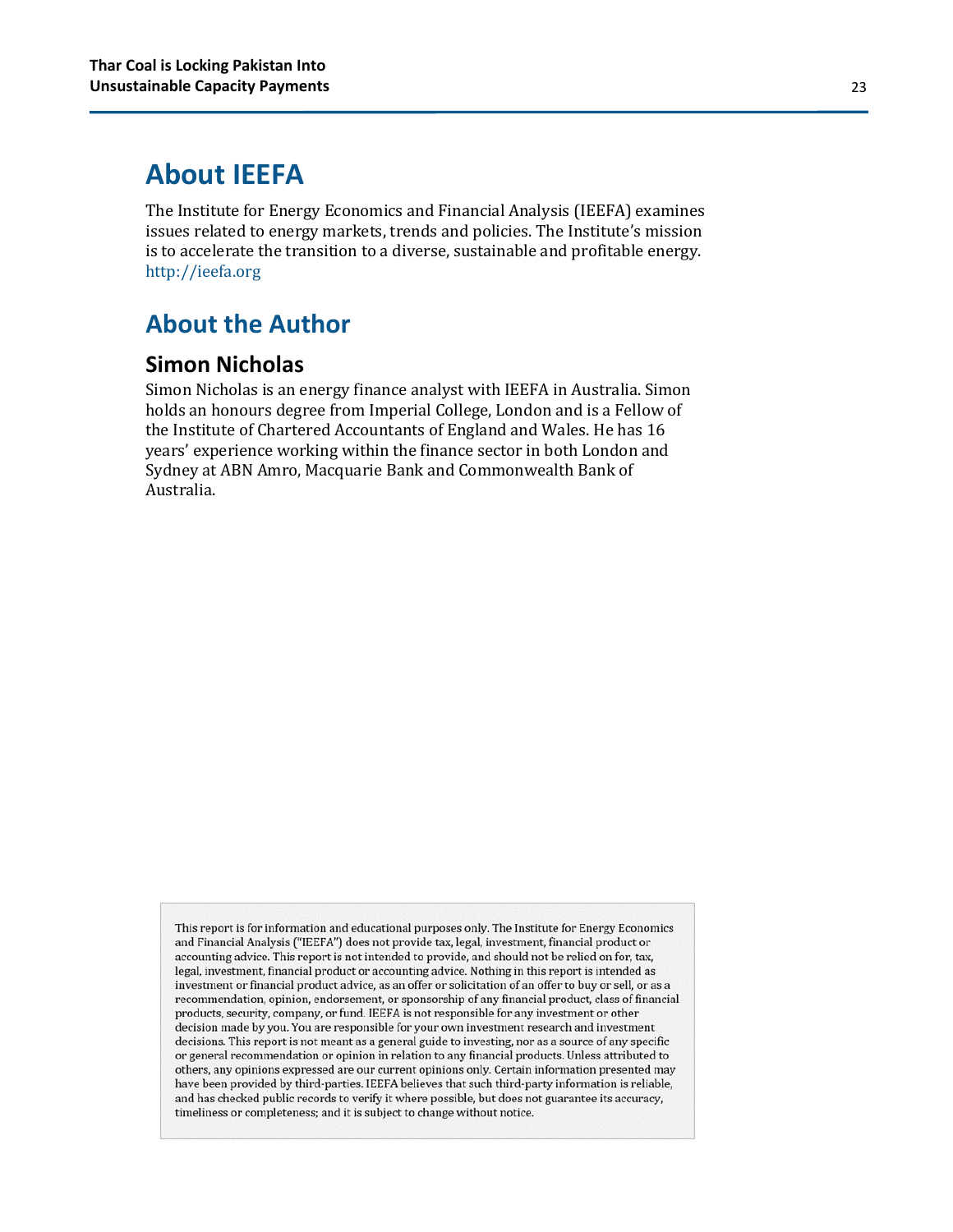# About IEEFA

The Institute for Energy Economics and Financial Analysis (IEEFA) examines issues related to energy markets, trends and policies. The Institute's mission is to accelerate the transition to a diverse, sustainable and profitable energy. http://ieefa.org

# About the Author

## Simon Nicholas

Simon Nicholas is an energy finance analyst with IEEFA in Australia. Simon holds an honours degree from Imperial College, London and is a Fellow of the Institute of Chartered Accountants of England and Wales. He has 16 years' experience working within the finance sector in both London and Sydney at ABN Amro, Macquarie Bank and Commonwealth Bank of Australia.

This report is for information and educational purposes only. The Institute for Energy Economics and Financial Analysis ("IEEFA") does not provide tax, legal, investment, financial product or accounting advice. This report is not intended to provide, and should not be relied on for, tax, legal, investment, financial product or accounting advice. Nothing in this report is intended as investment or financial product advice, as an offer or solicitation of an offer to buy or sell, or as a recommendation, opinion, endorsement, or sponsorship of any financial product, class of financial products, security, company, or fund. IEEFA is not responsible for any investment or other decision made by you. You are responsible for your own investment research and investment decisions. This report is not meant as a general guide to investing, nor as a source of any specific or general recommendation or opinion in relation to any financial products. Unless attributed to others, any opinions expressed are our current opinions only. Certain information presented may have been provided by third-parties. IEEFA believes that such third-party information is reliable, and has checked public records to verify it where possible, but does not guarantee its accuracy, timeliness or completeness; and it is subject to change without notice.